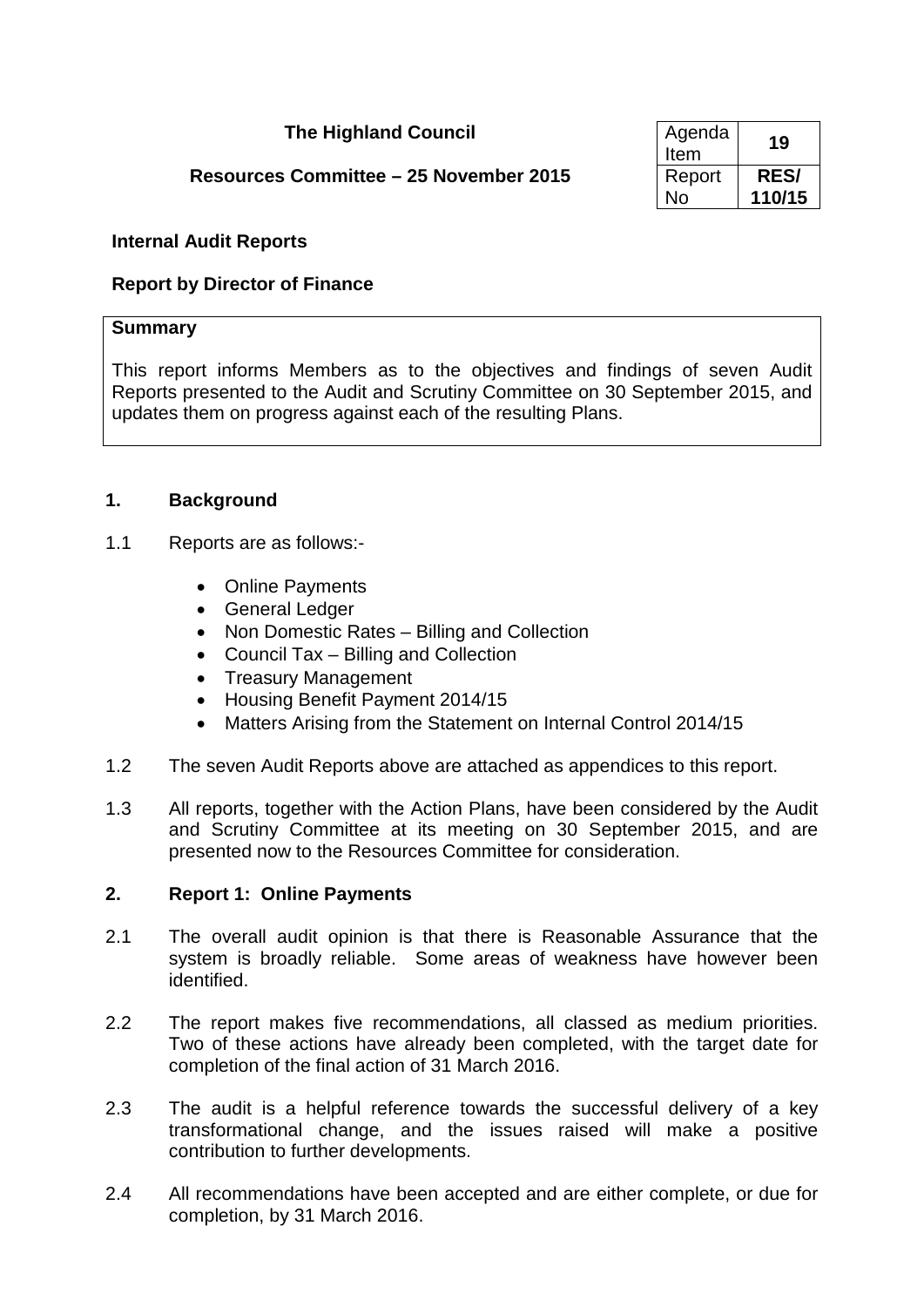**The Highland Council**

**Resources Committee – 25 November 2015**

| Agenda Item | **19** |
|---|---|
| Report No | **RES/ 110/15** |

**Internal Audit Reports**

**Report by Director of Finance**

**Summary**

This report informs Members as to the objectives and findings of seven Audit Reports presented to the Audit and Scrutiny Committee on 30 September 2015, and updates them on progress against each of the resulting Plans.

## 1. Background

1.1 Reports are as follows:-

- Online Payments
- General Ledger
- Non Domestic Rates – Billing and Collection
- Council Tax – Billing and Collection
- Treasury Management
- Housing Benefit Payment 2014/15
- Matters Arising from the Statement on Internal Control 2014/15

1.2 The seven Audit Reports above are attached as appendices to this report.

1.3 All reports, together with the Action Plans, have been considered by the Audit and Scrutiny Committee at its meeting on 30 September 2015, and are presented now to the Resources Committee for consideration.

## 2. Report 1: Online Payments

2.1 The overall audit opinion is that there is Reasonable Assurance that the system is broadly reliable. Some areas of weakness have however been identified.

2.2 The report makes five recommendations, all classed as medium priorities. Two of these actions have already been completed, with the target date for completion of the final action of 31 March 2016.

2.3 The audit is a helpful reference towards the successful delivery of a key transformational change, and the issues raised will make a positive contribution to further developments.

2.4 All recommendations have been accepted and are either complete, or due for completion, by 31 March 2016.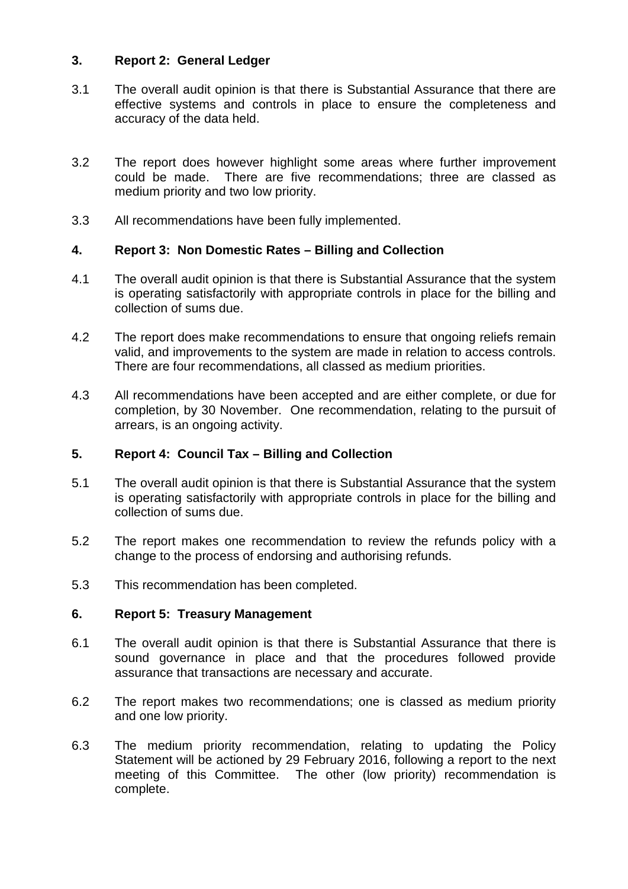## 3. Report 2: General Ledger

3.1 The overall audit opinion is that there is Substantial Assurance that there are effective systems and controls in place to ensure the completeness and accuracy of the data held.

3.2 The report does however highlight some areas where further improvement could be made. There are five recommendations; three are classed as medium priority and two low priority.

3.3 All recommendations have been fully implemented.

## 4. Report 3: Non Domestic Rates – Billing and Collection

4.1 The overall audit opinion is that there is Substantial Assurance that the system is operating satisfactorily with appropriate controls in place for the billing and collection of sums due.

4.2 The report does make recommendations to ensure that ongoing reliefs remain valid, and improvements to the system are made in relation to access controls. There are four recommendations, all classed as medium priorities.

4.3 All recommendations have been accepted and are either complete, or due for completion, by 30 November. One recommendation, relating to the pursuit of arrears, is an ongoing activity.

## 5. Report 4: Council Tax – Billing and Collection

5.1 The overall audit opinion is that there is Substantial Assurance that the system is operating satisfactorily with appropriate controls in place for the billing and collection of sums due.

5.2 The report makes one recommendation to review the refunds policy with a change to the process of endorsing and authorising refunds.

5.3 This recommendation has been completed.

## 6. Report 5: Treasury Management

6.1 The overall audit opinion is that there is Substantial Assurance that there is sound governance in place and that the procedures followed provide assurance that transactions are necessary and accurate.

6.2 The report makes two recommendations; one is classed as medium priority and one low priority.

6.3 The medium priority recommendation, relating to updating the Policy Statement will be actioned by 29 February 2016, following a report to the next meeting of this Committee. The other (low priority) recommendation is complete.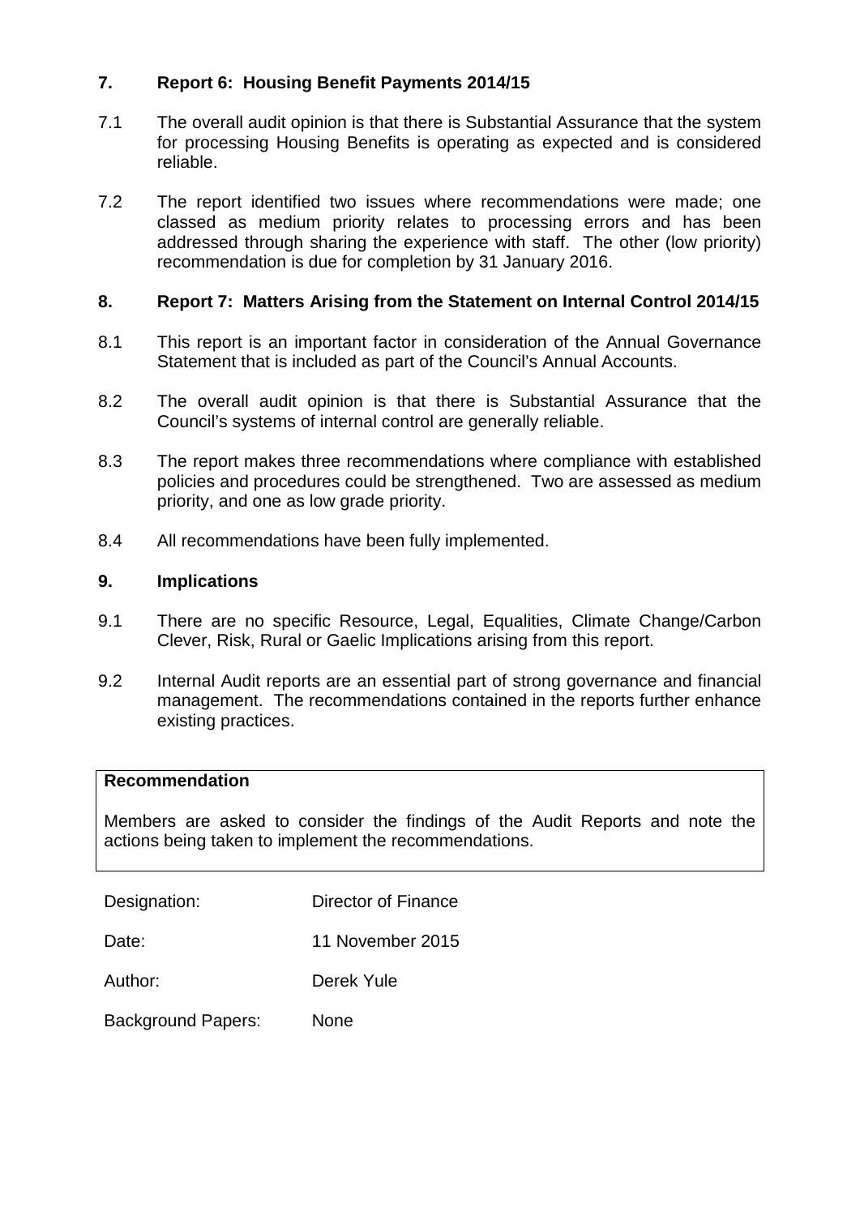## 7. Report 6: Housing Benefit Payments 2014/15

7.1 The overall audit opinion is that there is Substantial Assurance that the system for processing Housing Benefits is operating as expected and is considered reliable.

7.2 The report identified two issues where recommendations were made; one classed as medium priority relates to processing errors and has been addressed through sharing the experience with staff. The other (low priority) recommendation is due for completion by 31 January 2016.

## 8. Report 7: Matters Arising from the Statement on Internal Control 2014/15

8.1 This report is an important factor in consideration of the Annual Governance Statement that is included as part of the Council's Annual Accounts.

8.2 The overall audit opinion is that there is Substantial Assurance that the Council's systems of internal control are generally reliable.

8.3 The report makes three recommendations where compliance with established policies and procedures could be strengthened. Two are assessed as medium priority, and one as low grade priority.

8.4 All recommendations have been fully implemented.

## 9. Implications

9.1 There are no specific Resource, Legal, Equalities, Climate Change/Carbon Clever, Risk, Rural or Gaelic Implications arising from this report.

9.2 Internal Audit reports are an essential part of strong governance and financial management. The recommendations contained in the reports further enhance existing practices.

**Recommendation**

Members are asked to consider the findings of the Audit Reports and note the actions being taken to implement the recommendations.

| | |
|---|---|
| Designation: | Director of Finance |
| Date: | 11 November 2015 |
| Author: | Derek Yule |
| Background Papers: | None |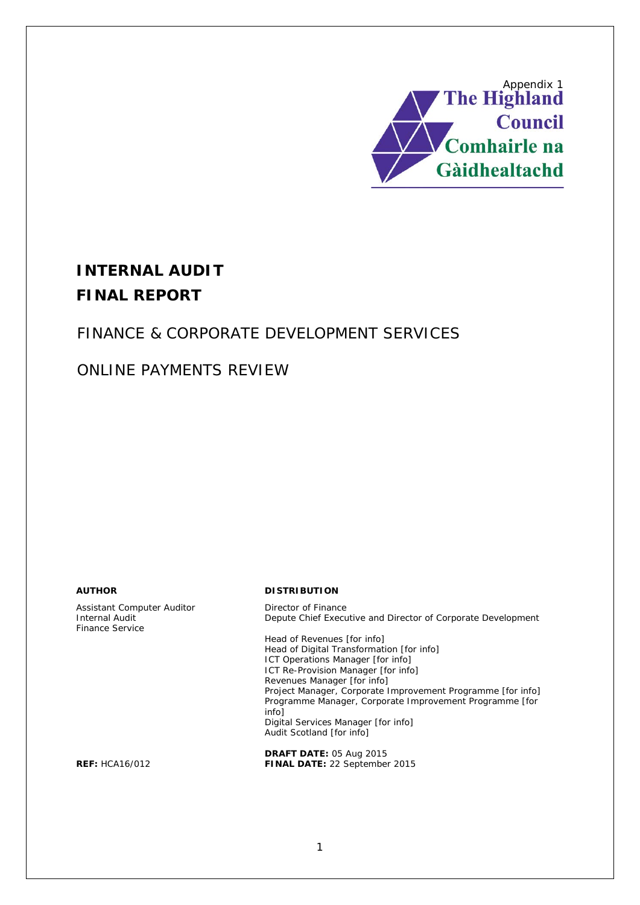Appendix 1

The Highland Council
Comhairle na Gàidhealtachd

# INTERNAL AUDIT
# FINAL REPORT

## FINANCE & CORPORATE DEVELOPMENT SERVICES

## ONLINE PAYMENTS REVIEW

**AUTHOR**

Assistant Computer Auditor
Internal Audit
Finance Service

**DISTRIBUTION**

Director of Finance
Depute Chief Executive and Director of Corporate Development

Head of Revenues [for info]
Head of Digital Transformation [for info]
ICT Operations Manager [for info]
ICT Re-Provision Manager [for info]
Revenues Manager [for info]
Project Manager, Corporate Improvement Programme [for info]
Programme Manager, Corporate Improvement Programme [for info]
Digital Services Manager [for info]
Audit Scotland [for info]

**REF:** HCA16/012

**DRAFT DATE:** 05 Aug 2015
**FINAL DATE:** 22 September 2015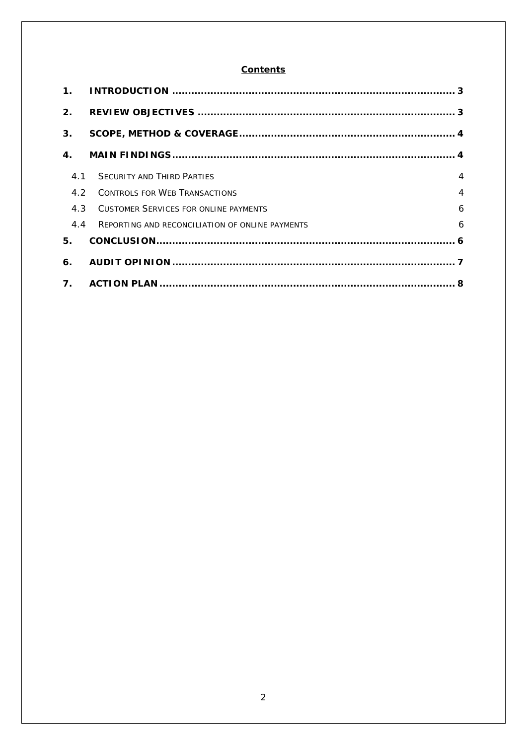## Contents

| | | |
|---|---|---|
| **1.** | **INTRODUCTION** | **3** |
| **2.** | **REVIEW OBJECTIVES** | **3** |
| **3.** | **SCOPE, METHOD & COVERAGE** | **4** |
| **4.** | **MAIN FINDINGS** | **4** |
| 4.1 | SECURITY AND THIRD PARTIES | 4 |
| 4.2 | CONTROLS FOR WEB TRANSACTIONS | 4 |
| 4.3 | CUSTOMER SERVICES FOR ONLINE PAYMENTS | 6 |
| 4.4 | REPORTING AND RECONCILIATION OF ONLINE PAYMENTS | 6 |
| **5.** | **CONCLUSION** | **6** |
| **6.** | **AUDIT OPINION** | **7** |
| **7.** | **ACTION PLAN** | **8** |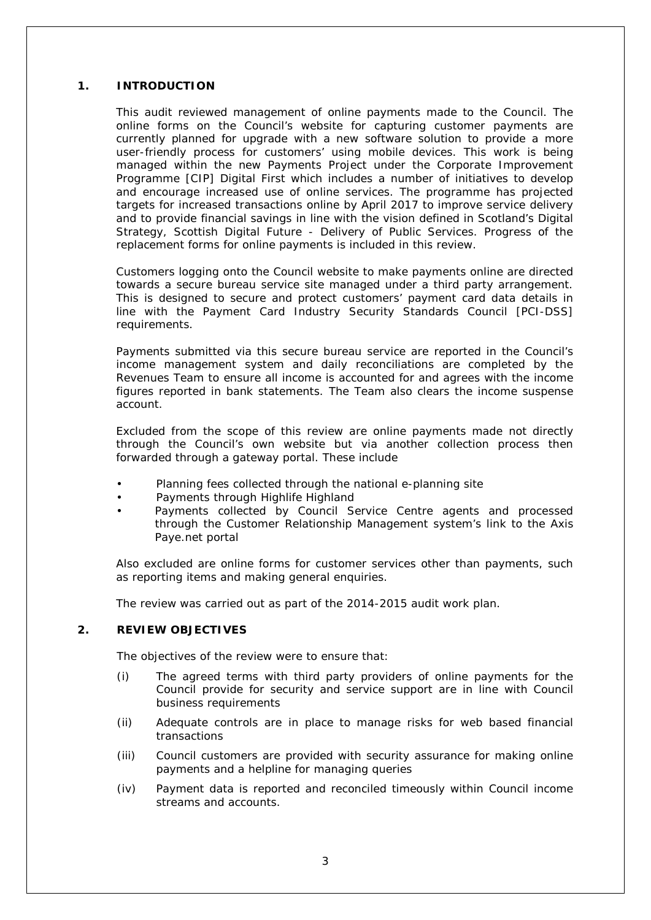## 1. INTRODUCTION

This audit reviewed management of online payments made to the Council. The online forms on the Council's website for capturing customer payments are currently planned for upgrade with a new software solution to provide a more user-friendly process for customers' using mobile devices. This work is being managed within the new Payments Project under the Corporate Improvement Programme [CIP] Digital First which includes a number of initiatives to develop and encourage increased use of online services. The programme has projected targets for increased transactions online by April 2017 to improve service delivery and to provide financial savings in line with the vision defined in Scotland's Digital Strategy, Scottish Digital Future - Delivery of Public Services. Progress of the replacement forms for online payments is included in this review.

Customers logging onto the Council website to make payments online are directed towards a secure bureau service site managed under a third party arrangement. This is designed to secure and protect customers' payment card data details in line with the Payment Card Industry Security Standards Council [PCI-DSS] requirements.

Payments submitted via this secure bureau service are reported in the Council's income management system and daily reconciliations are completed by the Revenues Team to ensure all income is accounted for and agrees with the income figures reported in bank statements. The Team also clears the income suspense account.

Excluded from the scope of this review are online payments made not directly through the Council's own website but via another collection process then forwarded through a gateway portal. These include

- Planning fees collected through the national e-planning site
- Payments through Highlife Highland
- Payments collected by Council Service Centre agents and processed through the Customer Relationship Management system's link to the Axis Paye.net portal

Also excluded are online forms for customer services other than payments, such as reporting items and making general enquiries.

The review was carried out as part of the 2014-2015 audit work plan.

## 2. REVIEW OBJECTIVES

The objectives of the review were to ensure that:

(i) The agreed terms with third party providers of online payments for the Council provide for security and service support are in line with Council business requirements

(ii) Adequate controls are in place to manage risks for web based financial transactions

(iii) Council customers are provided with security assurance for making online payments and a helpline for managing queries

(iv) Payment data is reported and reconciled timeously within Council income streams and accounts.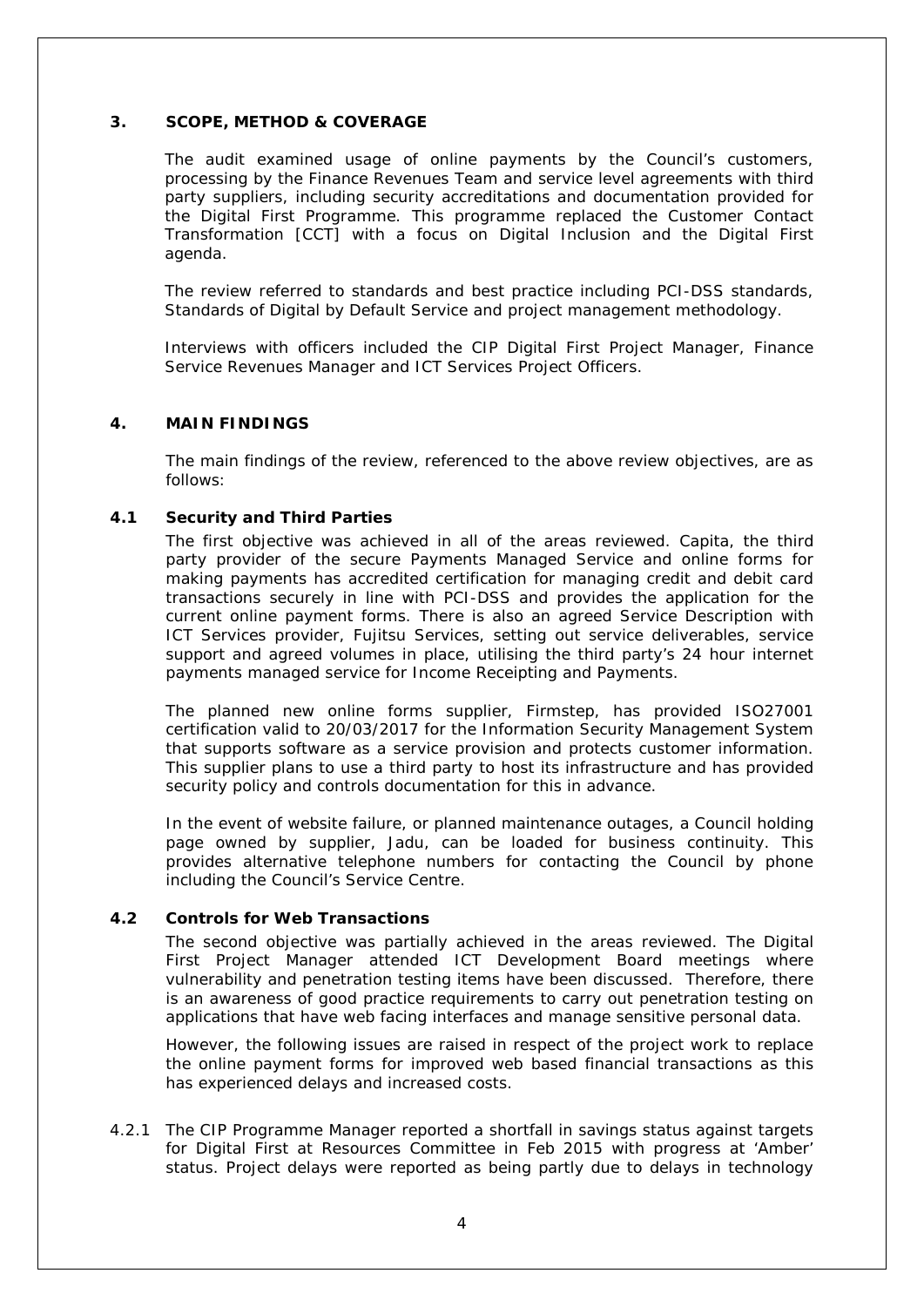## 3. SCOPE, METHOD & COVERAGE

The audit examined usage of online payments by the Council's customers, processing by the Finance Revenues Team and service level agreements with third party suppliers, including security accreditations and documentation provided for the Digital First Programme. This programme replaced the Customer Contact Transformation [CCT] with a focus on Digital Inclusion and the Digital First agenda.

The review referred to standards and best practice including PCI-DSS standards, Standards of Digital by Default Service and project management methodology.

Interviews with officers included the CIP Digital First Project Manager, Finance Service Revenues Manager and ICT Services Project Officers.

## 4. MAIN FINDINGS

The main findings of the review, referenced to the above review objectives, are as follows:

### 4.1 Security and Third Parties

The first objective was achieved in all of the areas reviewed. Capita, the third party provider of the secure Payments Managed Service and online forms for making payments has accredited certification for managing credit and debit card transactions securely in line with PCI-DSS and provides the application for the current online payment forms. There is also an agreed Service Description with ICT Services provider, Fujitsu Services, setting out service deliverables, service support and agreed volumes in place, utilising the third party's 24 hour internet payments managed service for Income Receipting and Payments.

The planned new online forms supplier, Firmstep, has provided ISO27001 certification valid to 20/03/2017 for the Information Security Management System that supports software as a service provision and protects customer information. This supplier plans to use a third party to host its infrastructure and has provided security policy and controls documentation for this in advance.

In the event of website failure, or planned maintenance outages, a Council holding page owned by supplier, Jadu, can be loaded for business continuity. This provides alternative telephone numbers for contacting the Council by phone including the Council's Service Centre.

### 4.2 Controls for Web Transactions

The second objective was partially achieved in the areas reviewed. The Digital First Project Manager attended ICT Development Board meetings where vulnerability and penetration testing items have been discussed. Therefore, there is an awareness of good practice requirements to carry out penetration testing on applications that have web facing interfaces and manage sensitive personal data.

However, the following issues are raised in respect of the project work to replace the online payment forms for improved web based financial transactions as this has experienced delays and increased costs.

4.2.1 The CIP Programme Manager reported a shortfall in savings status against targets for Digital First at Resources Committee in Feb 2015 with progress at 'Amber' status. Project delays were reported as being partly due to delays in technology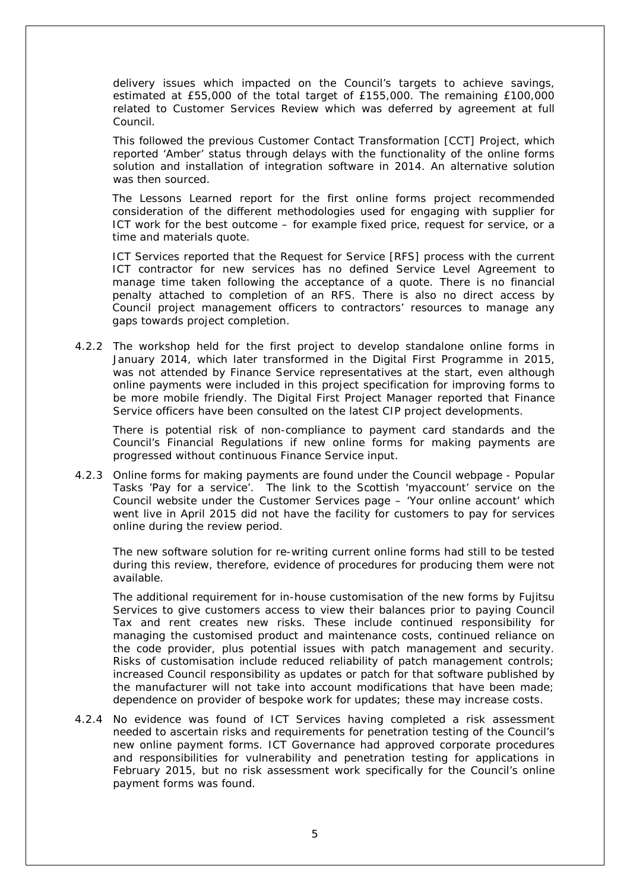delivery issues which impacted on the Council's targets to achieve savings, estimated at £55,000 of the total target of £155,000. The remaining £100,000 related to Customer Services Review which was deferred by agreement at full Council.

This followed the previous Customer Contact Transformation [CCT] Project, which reported 'Amber' status through delays with the functionality of the online forms solution and installation of integration software in 2014. An alternative solution was then sourced.

The Lessons Learned report for the first online forms project recommended consideration of the different methodologies used for engaging with supplier for ICT work for the best outcome – for example fixed price, request for service, or a time and materials quote.

ICT Services reported that the Request for Service [RFS] process with the current ICT contractor for new services has no defined Service Level Agreement to manage time taken following the acceptance of a quote. There is no financial penalty attached to completion of an RFS. There is also no direct access by Council project management officers to contractors' resources to manage any gaps towards project completion.

4.2.2 The workshop held for the first project to develop standalone online forms in January 2014, which later transformed in the Digital First Programme in 2015, was not attended by Finance Service representatives at the start, even although online payments were included in this project specification for improving forms to be more mobile friendly. The Digital First Project Manager reported that Finance Service officers have been consulted on the latest CIP project developments.

There is potential risk of non-compliance to payment card standards and the Council's Financial Regulations if new online forms for making payments are progressed without continuous Finance Service input.

4.2.3 Online forms for making payments are found under the Council webpage - Popular Tasks 'Pay for a service'. The link to the Scottish 'myaccount' service on the Council website under the Customer Services page – 'Your online account' which went live in April 2015 did not have the facility for customers to pay for services online during the review period.

The new software solution for re-writing current online forms had still to be tested during this review, therefore, evidence of procedures for producing them were not available.

The additional requirement for in-house customisation of the new forms by Fujitsu Services to give customers access to view their balances prior to paying Council Tax and rent creates new risks. These include continued responsibility for managing the customised product and maintenance costs, continued reliance on the code provider, plus potential issues with patch management and security. Risks of customisation include reduced reliability of patch management controls; increased Council responsibility as updates or patch for that software published by the manufacturer will not take into account modifications that have been made; dependence on provider of bespoke work for updates; these may increase costs.

4.2.4 No evidence was found of ICT Services having completed a risk assessment needed to ascertain risks and requirements for penetration testing of the Council's new online payment forms. ICT Governance had approved corporate procedures and responsibilities for vulnerability and penetration testing for applications in February 2015, but no risk assessment work specifically for the Council's online payment forms was found.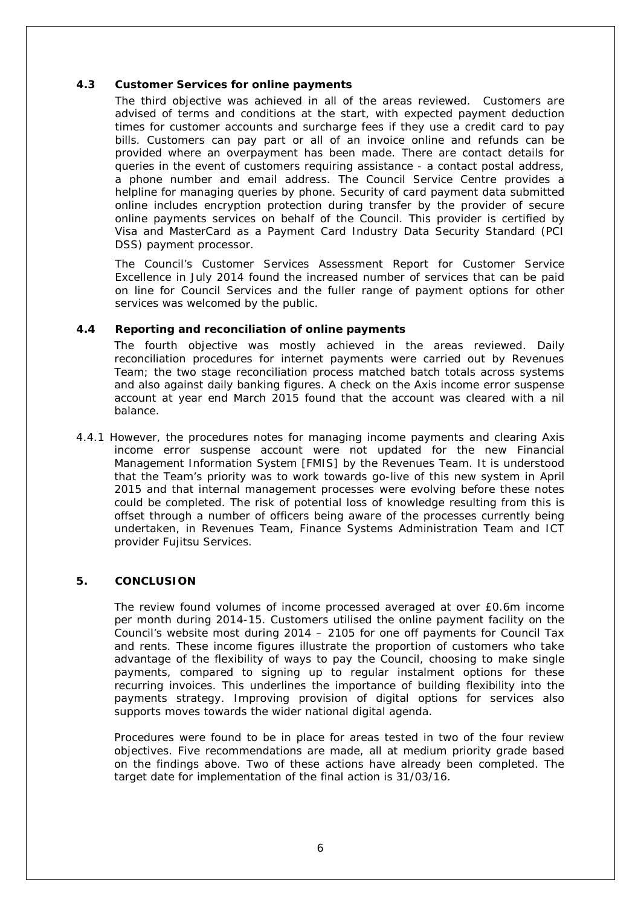### 4.3 Customer Services for online payments

The third objective was achieved in all of the areas reviewed. Customers are advised of terms and conditions at the start, with expected payment deduction times for customer accounts and surcharge fees if they use a credit card to pay bills. Customers can pay part or all of an invoice online and refunds can be provided where an overpayment has been made. There are contact details for queries in the event of customers requiring assistance - a contact postal address, a phone number and email address. The Council Service Centre provides a helpline for managing queries by phone. Security of card payment data submitted online includes encryption protection during transfer by the provider of secure online payments services on behalf of the Council. This provider is certified by Visa and MasterCard as a Payment Card Industry Data Security Standard (PCI DSS) payment processor.

The Council's Customer Services Assessment Report for Customer Service Excellence in July 2014 found the increased number of services that can be paid on line for Council Services and the fuller range of payment options for other services was welcomed by the public.

### 4.4 Reporting and reconciliation of online payments

The fourth objective was mostly achieved in the areas reviewed. Daily reconciliation procedures for internet payments were carried out by Revenues Team; the two stage reconciliation process matched batch totals across systems and also against daily banking figures. A check on the Axis income error suspense account at year end March 2015 found that the account was cleared with a nil balance.

4.4.1 However, the procedures notes for managing income payments and clearing Axis income error suspense account were not updated for the new Financial Management Information System [FMIS] by the Revenues Team. It is understood that the Team's priority was to work towards go-live of this new system in April 2015 and that internal management processes were evolving before these notes could be completed. The risk of potential loss of knowledge resulting from this is offset through a number of officers being aware of the processes currently being undertaken, in Revenues Team, Finance Systems Administration Team and ICT provider Fujitsu Services.

## 5. CONCLUSION

The review found volumes of income processed averaged at over £0.6m income per month during 2014-15. Customers utilised the online payment facility on the Council's website most during 2014 – 2105 for one off payments for Council Tax and rents. These income figures illustrate the proportion of customers who take advantage of the flexibility of ways to pay the Council, choosing to make single payments, compared to signing up to regular instalment options for these recurring invoices. This underlines the importance of building flexibility into the payments strategy. Improving provision of digital options for services also supports moves towards the wider national digital agenda.

Procedures were found to be in place for areas tested in two of the four review objectives. Five recommendations are made, all at medium priority grade based on the findings above. Two of these actions have already been completed. The target date for implementation of the final action is 31/03/16.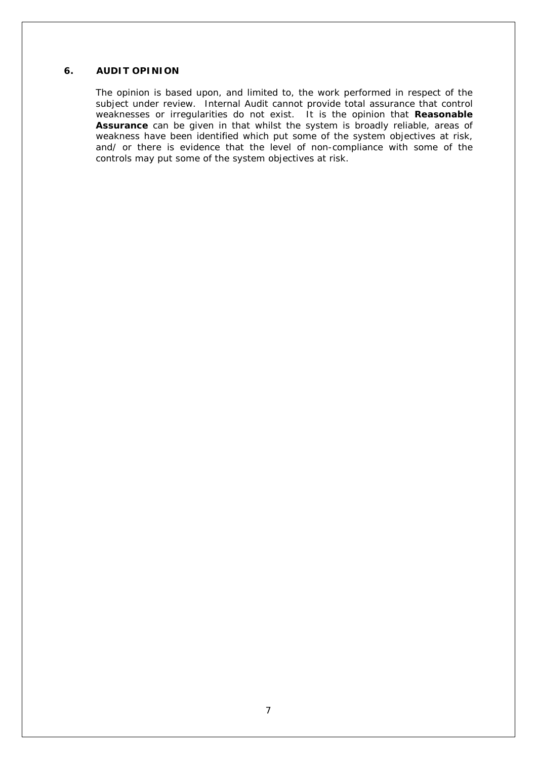## 6. AUDIT OPINION

The opinion is based upon, and limited to, the work performed in respect of the subject under review. Internal Audit cannot provide total assurance that control weaknesses or irregularities do not exist. It is the opinion that **Reasonable Assurance** can be given in that whilst the system is broadly reliable, areas of weakness have been identified which put some of the system objectives at risk, and/ or there is evidence that the level of non-compliance with some of the controls may put some of the system objectives at risk.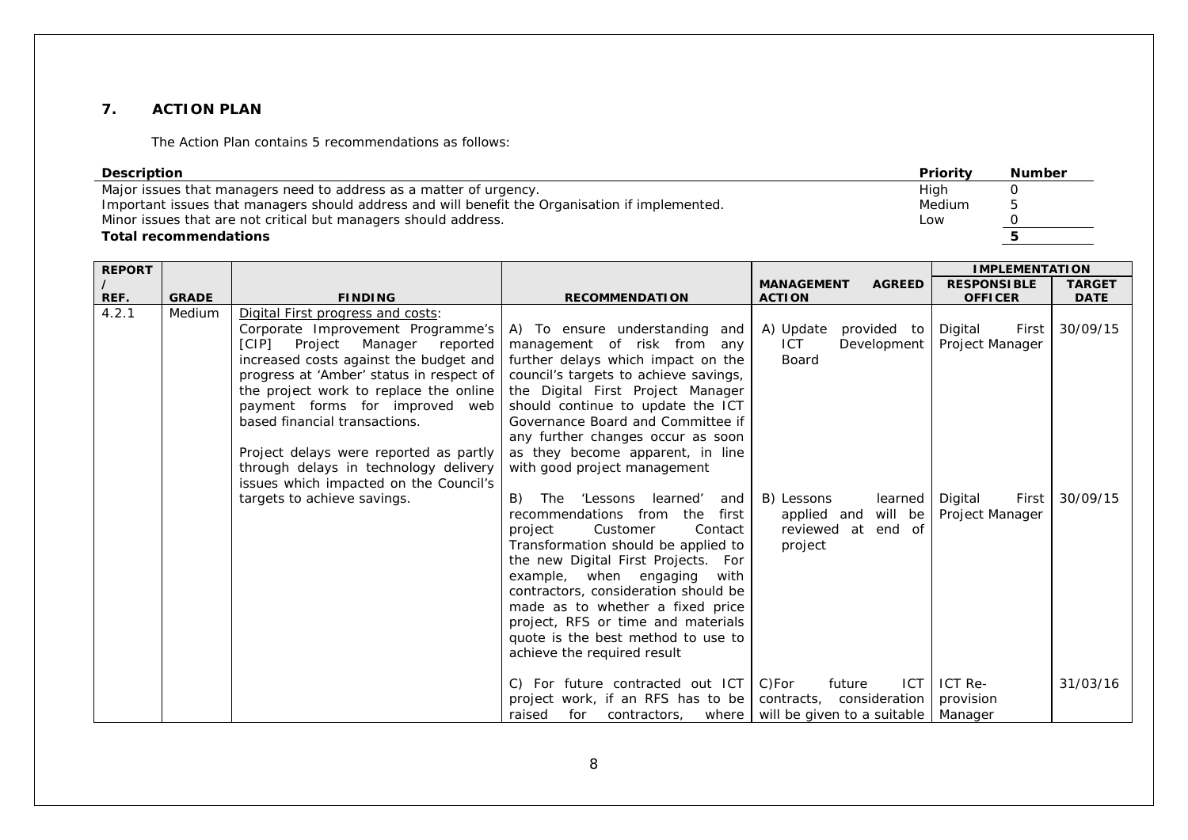## 7. ACTION PLAN

The Action Plan contains 5 recommendations as follows:

| Description | Priority | Number |
|---|---|---|
| Major issues that managers need to address as a matter of urgency. | High | 0 |
| Important issues that managers should address and will benefit the Organisation if implemented. | Medium | 5 |
| Minor issues that are not critical but managers should address. | Low | 0 |
| **Total recommendations** | | **5** |

| REPORT / REF. | GRADE | FINDING | RECOMMENDATION | MANAGEMENT AGREED ACTION | IMPLEMENTATION | |
|---|---|---|---|---|---|---|
| | | | | | RESPONSIBLE OFFICER | TARGET DATE |
| 4.2.1 | Medium | Digital First progress and costs:<br>Corporate Improvement Programme's [CIP] Project Manager reported increased costs against the budget and progress at 'Amber' status in respect of the project work to replace the online payment forms for improved web based financial transactions.<br><br>Project delays were reported as partly through delays in technology delivery issues which impacted on the Council's targets to achieve savings. | A) To ensure understanding and management of risk from any further delays which impact on the council's targets to achieve savings, the Digital First Project Manager should continue to update the ICT Governance Board and Committee if any further changes occur as soon as they become apparent, in line with good project management | A) Update provided to ICT Development Board | Digital First Project Manager | 30/09/15 |
| | | | B) The 'Lessons learned' and recommendations from the first project Customer Contact Transformation should be applied to the new Digital First Projects. For example, when engaging with contractors, consideration should be made as to whether a fixed price project, RFS or time and materials quote is the best method to use to achieve the required result | B) Lessons learned applied and will be reviewed at end of project | Digital First Project Manager | 30/09/15 |
| | | | C) For future contracted out ICT project work, if an RFS has to be raised for contractors, where | C)For future ICT contracts, consideration will be given to a suitable | ICT Re-provision Manager | 31/03/16 |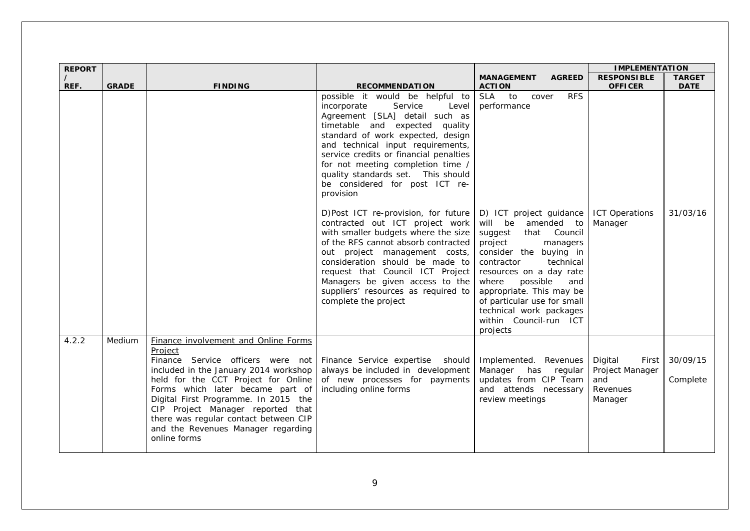| REPORT / REF. | GRADE | FINDING | RECOMMENDATION | MANAGEMENT AGREED ACTION | IMPLEMENTATION | |
|---|---|---|---|---|---|---|
| | | | | | RESPONSIBLE OFFICER | TARGET DATE |
| | | | possible it would be helpful to incorporate Service Level Agreement [SLA] detail such as timetable and expected quality standard of work expected, design and technical input requirements, service credits or financial penalties for not meeting completion time / quality standards set. This should be considered for post ICT re-provision | SLA to cover RFS performance | | |
| | | | D)Post ICT re-provision, for future contracted out ICT project work with smaller budgets where the size of the RFS cannot absorb contracted out project management costs, consideration should be made to request that Council ICT Project Managers be given access to the suppliers' resources as required to complete the project | D) ICT project guidance will be amended to suggest that Council project managers consider the buying in contractor technical resources on a day rate where possible and appropriate. This may be of particular use for small technical work packages within Council-run ICT projects | ICT Operations Manager | 31/03/16 |
| 4.2.2 | Medium | <u>Finance involvement and Online Forms Project</u><br>Finance Service officers were not included in the January 2014 workshop held for the CCT Project for Online Forms which later became part of Digital First Programme. In 2015 the CIP Project Manager reported that there was regular contact between CIP and the Revenues Manager regarding online forms | Finance Service expertise should always be included in development of new processes for payments including online forms | Implemented. Revenues Manager has regular updates from CIP Team and attends necessary review meetings | Digital First Project Manager and Revenues Manager | 30/09/15<br><br>Complete |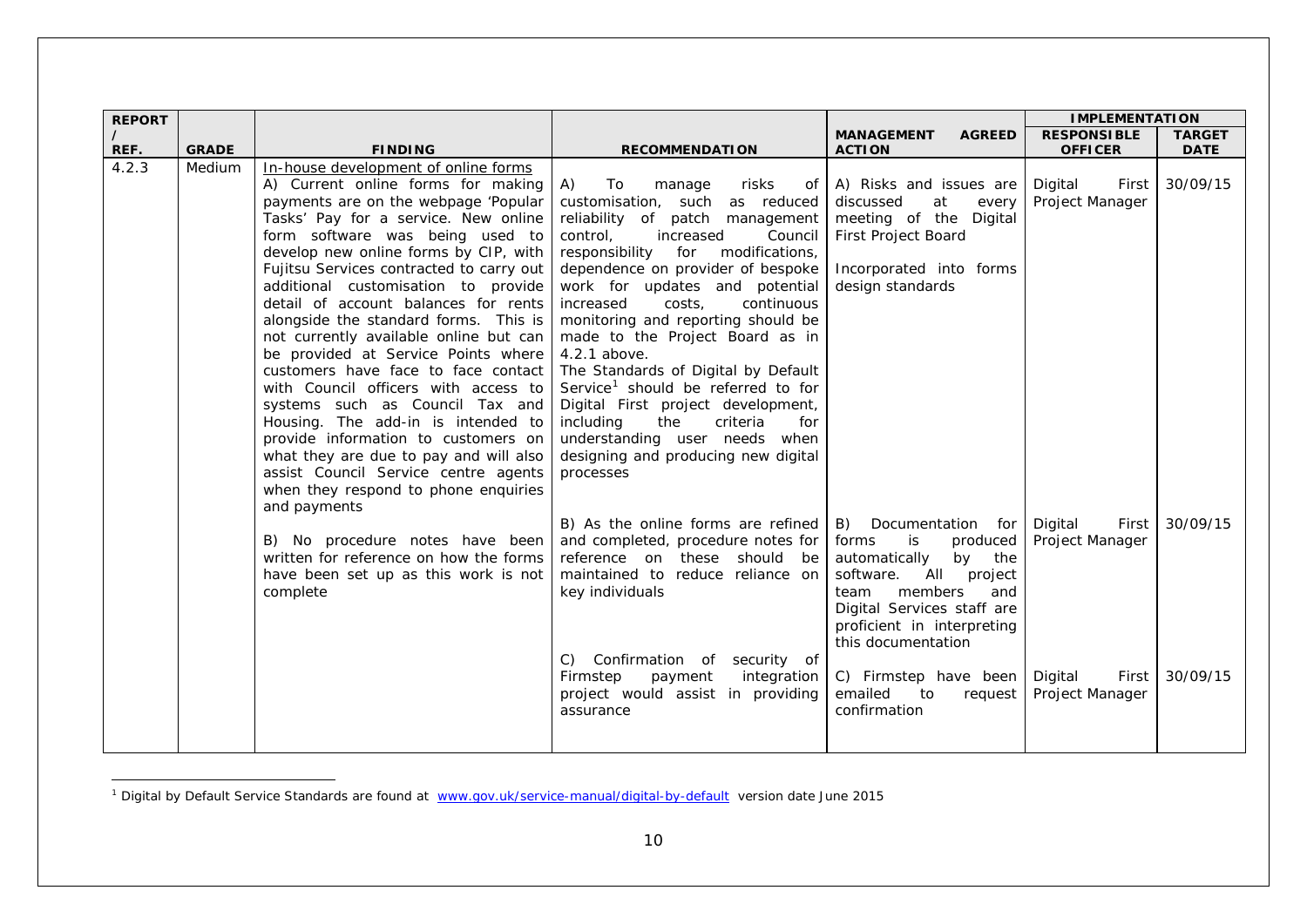| REPORT / REF. | GRADE | FINDING | RECOMMENDATION | MANAGEMENT AGREED ACTION | IMPLEMENTATION | |
|---|---|---|---|---|---|---|
| | | | | | RESPONSIBLE OFFICER | TARGET DATE |
| 4.2.3 | Medium | In-house development of online forms<br>A) Current online forms for making payments are on the webpage 'Popular Tasks' Pay for a service. New online form software was being used to develop new online forms by CIP, with Fujitsu Services contracted to carry out additional customisation to provide detail of account balances for rents alongside the standard forms. This is not currently available online but can be provided at Service Points where customers have face to face contact with Council officers with access to systems such as Council Tax and Housing. The add-in is intended to provide information to customers on what they are due to pay and will also assist Council Service centre agents when they respond to phone enquiries and payments | A) To manage risks of customisation, such as reduced reliability of patch management control, increased Council responsibility for modifications, dependence on provider of bespoke work for updates and potential increased costs, continuous monitoring and reporting should be made to the Project Board as in 4.2.1 above.<br>The Standards of Digital by Default Service[1] should be referred to for Digital First project development, including the criteria for understanding user needs when designing and producing new digital processes | A) Risks and issues are discussed at every meeting of the Digital First Project Board<br><br>Incorporated into forms design standards | Digital First Project Manager | 30/09/15 |
| | | B) No procedure notes have been written for reference on how the forms have been set up as this work is not complete | B) As the online forms are refined and completed, procedure notes for reference on these should be maintained to reduce reliance on key individuals | B) Documentation for forms is produced automatically by the software. All project team members and Digital Services staff are proficient in interpreting this documentation | Digital First Project Manager | 30/09/15 |
| | | | C) Confirmation of security of Firmstep payment integration project would assist in providing assurance | C) Firmstep have been emailed to request confirmation | Digital First Project Manager | 30/09/15 |

[1] Digital by Default Service Standards are found at www.gov.uk/service-manual/digital-by-default version date June 2015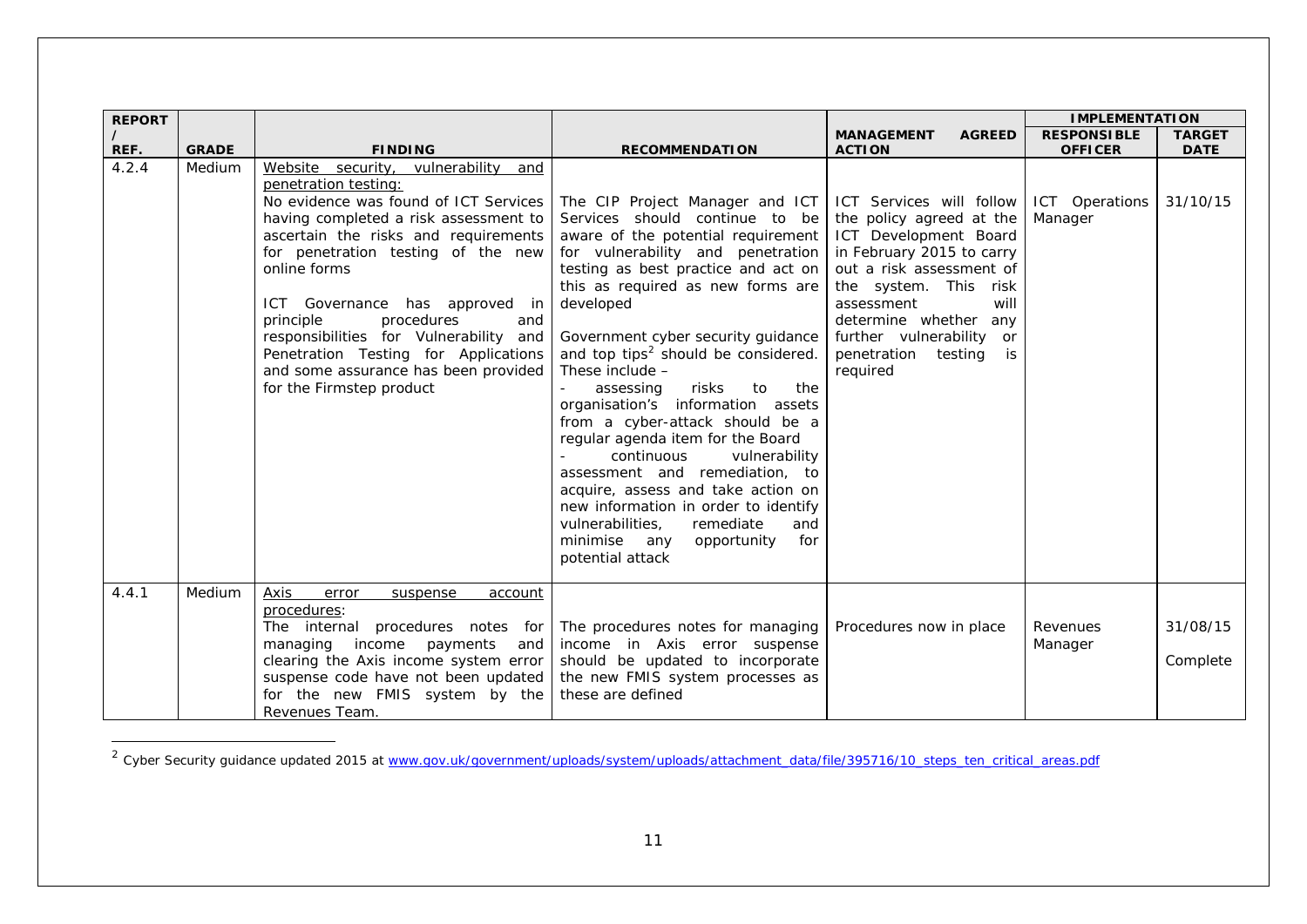| REPORT / REF. | GRADE | FINDING | RECOMMENDATION | MANAGEMENT AGREED ACTION | IMPLEMENTATION | |
|---|---|---|---|---|---|---|
| | | | | | RESPONSIBLE OFFICER | TARGET DATE |
| 4.2.4 | Medium | Website security, vulnerability and penetration testing:<br>No evidence was found of ICT Services having completed a risk assessment to ascertain the risks and requirements for penetration testing of the new online forms<br><br>ICT Governance has approved in principle procedures and responsibilities for Vulnerability and Penetration Testing for Applications and some assurance has been provided for the Firmstep product | The CIP Project Manager and ICT Services should continue to be aware of the potential requirement for vulnerability and penetration testing as best practice and act on this as required as new forms are developed<br><br>Government cyber security guidance and top tips[2] should be considered. These include –<br>- assessing risks to the organisation's information assets from a cyber-attack should be a regular agenda item for the Board<br>- continuous vulnerability assessment and remediation, to acquire, assess and take action on new information in order to identify vulnerabilities, remediate and minimise any opportunity for potential attack | ICT Services will follow the policy agreed at the ICT Development Board in February 2015 to carry out a risk assessment of the system. This risk assessment will determine whether any further vulnerability or penetration testing is required | ICT Operations Manager | 31/10/15 |
| 4.4.1 | Medium | Axis error suspense account procedures:<br>The internal procedures notes for managing income payments and clearing the Axis income system error suspense code have not been updated for the new FMIS system by the Revenues Team. | The procedures notes for managing income in Axis error suspense should be updated to incorporate the new FMIS system processes as these are defined | Procedures now in place | Revenues Manager | 31/08/15<br><br>Complete |

[2] Cyber Security guidance updated 2015 at www.gov.uk/government/uploads/system/uploads/attachment_data/file/395716/10_steps_ten_critical_areas.pdf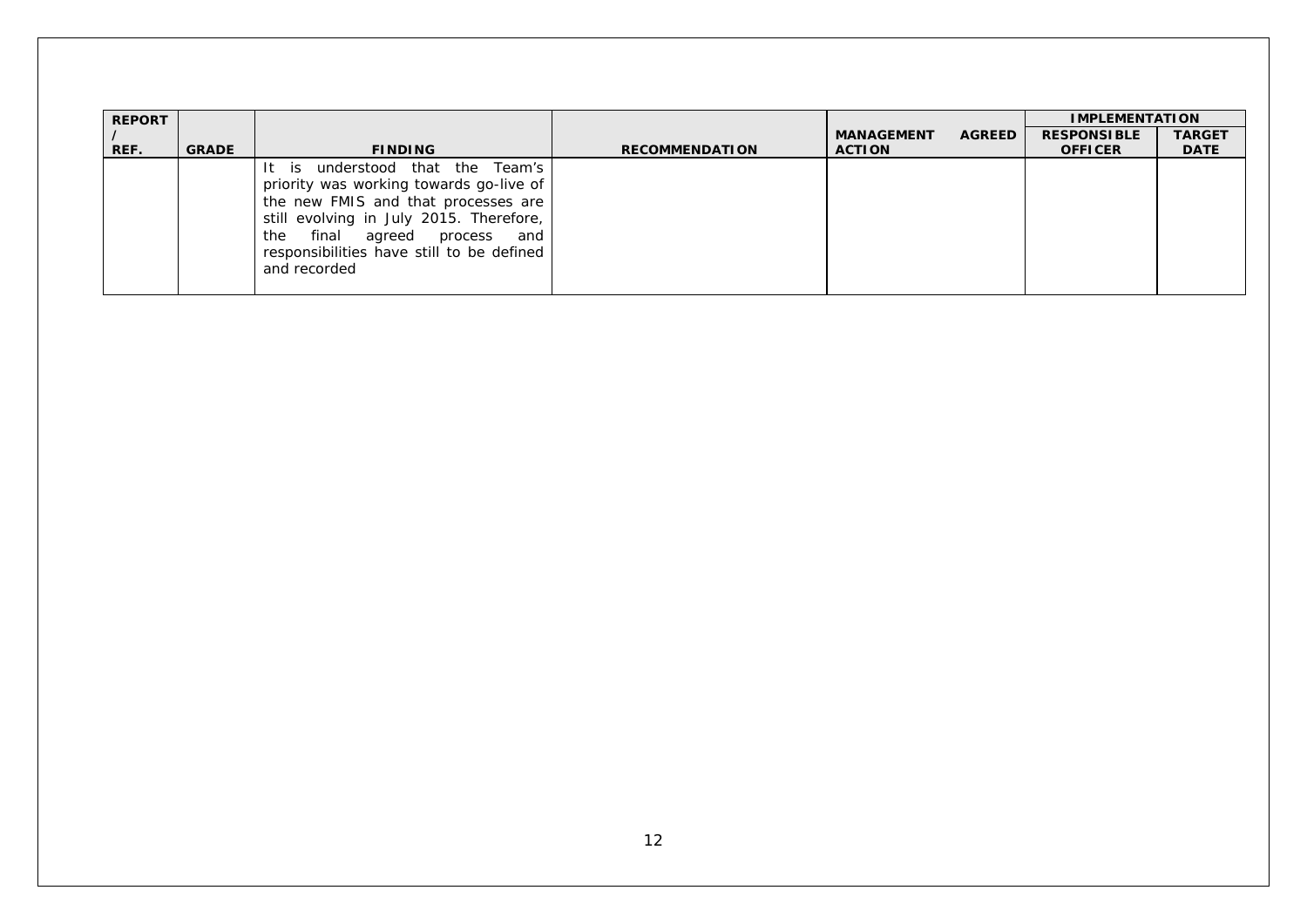| REPORT / REF. | GRADE | FINDING | RECOMMENDATION | MANAGEMENT AGREED ACTION | IMPLEMENTATION | |
|---|---|---|---|---|---|---|
| | | | | | RESPONSIBLE OFFICER | TARGET DATE |
| | | It is understood that the Team's priority was working towards go-live of the new FMIS and that processes are still evolving in July 2015. Therefore, the final agreed process and responsibilities have still to be defined and recorded | | | | |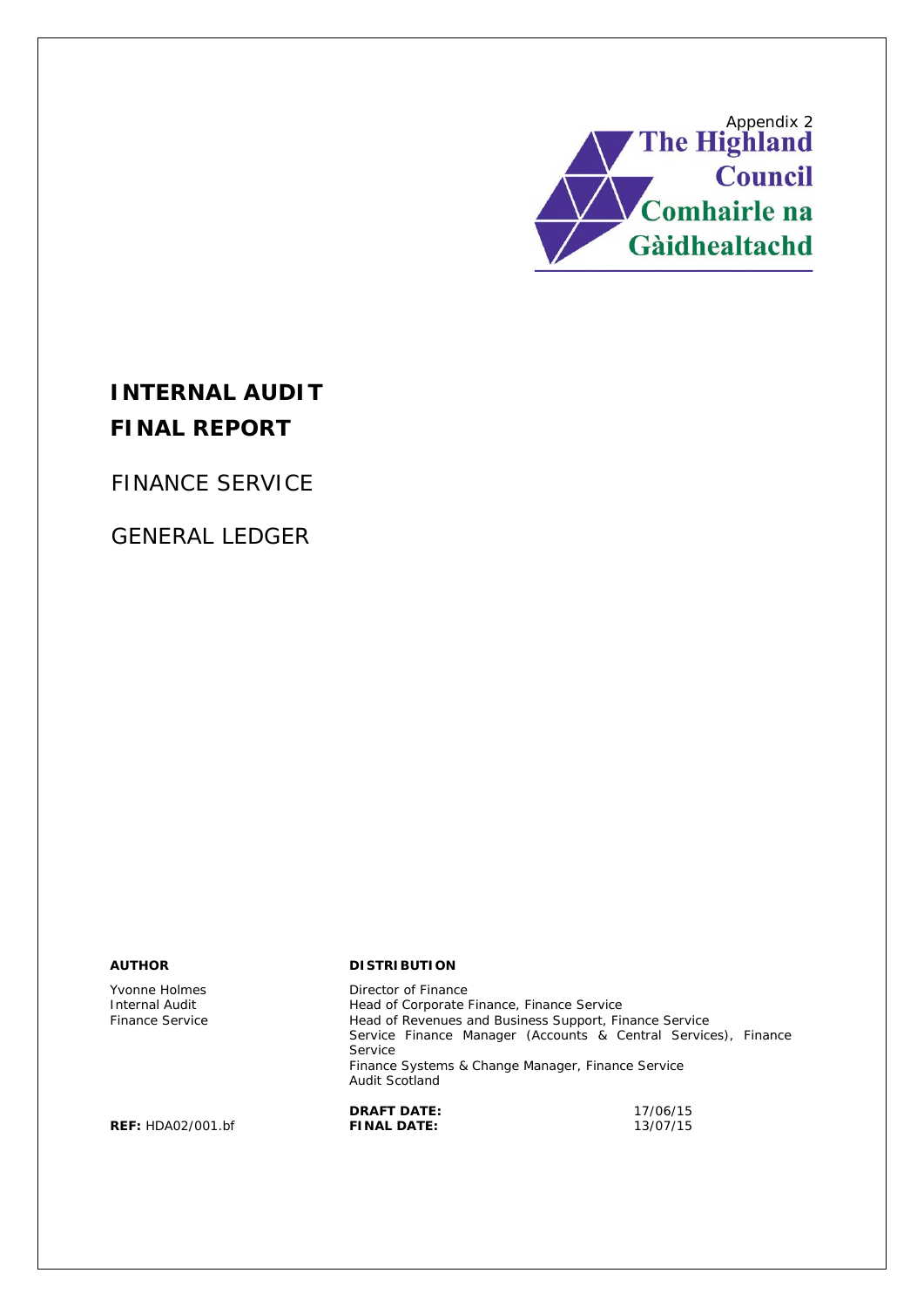Appendix 2

The Highland Council
Comhairle na Gàidhealtachd

# INTERNAL AUDIT
# FINAL REPORT

## FINANCE SERVICE

## GENERAL LEDGER

| **AUTHOR** | **DISTRIBUTION** | |
|---|---|---|
| Yvonne Holmes<br>Internal Audit<br>Finance Service | Director of Finance<br>Head of Corporate Finance, Finance Service<br>Head of Revenues and Business Support, Finance Service<br>Service Finance Manager (Accounts & Central Services), Finance Service<br>Finance Systems & Change Manager, Finance Service<br>Audit Scotland | |
| | **DRAFT DATE:** | 17/06/15 |
| **REF:** HDA02/001.bf | **FINAL DATE:** | 13/07/15 |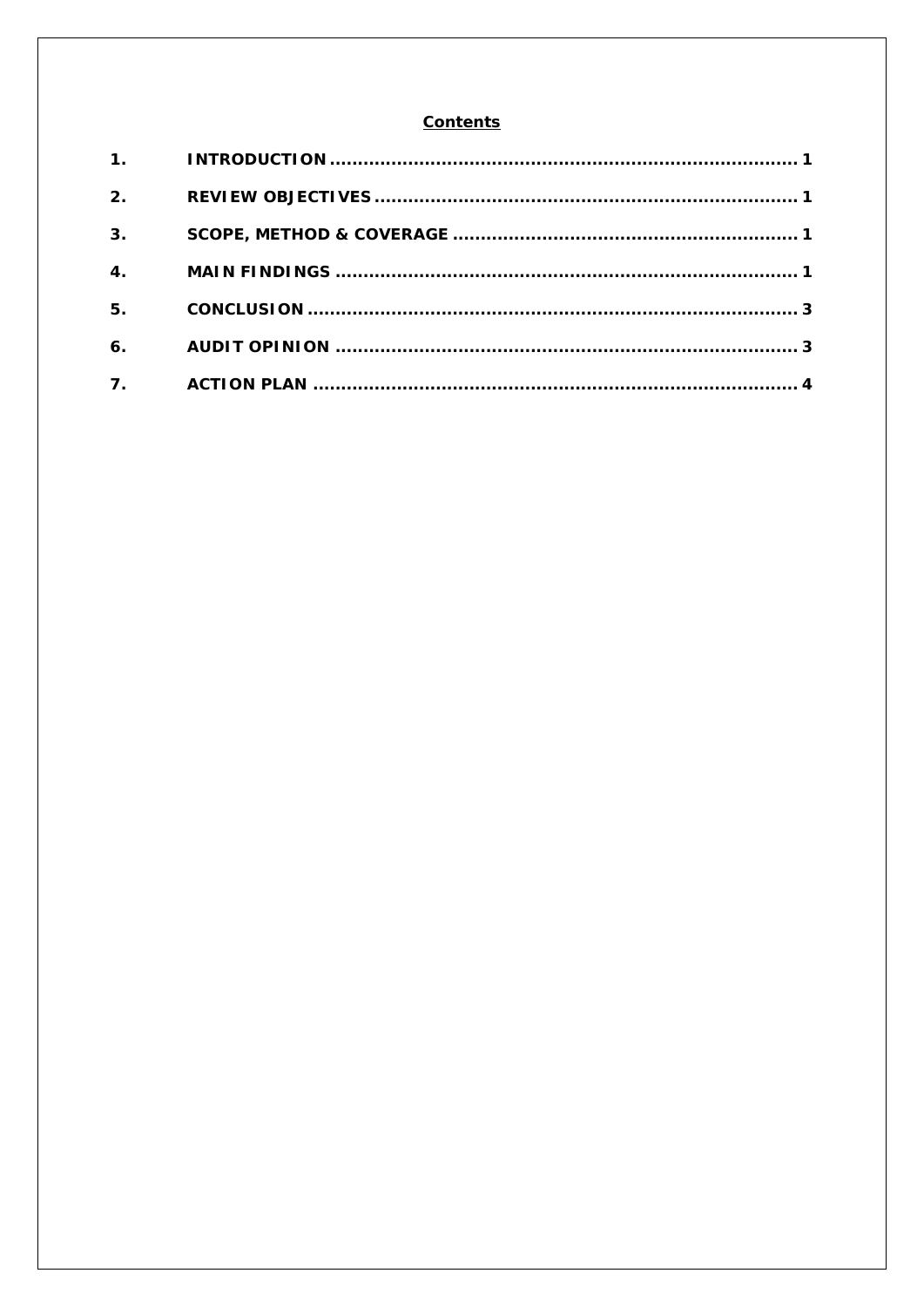## Contents

| | | |
|---|---|---|
| 1. | INTRODUCTION | 1 |
| 2. | REVIEW OBJECTIVES | 1 |
| 3. | SCOPE, METHOD & COVERAGE | 1 |
| 4. | MAIN FINDINGS | 1 |
| 5. | CONCLUSION | 3 |
| 6. | AUDIT OPINION | 3 |
| 7. | ACTION PLAN | 4 |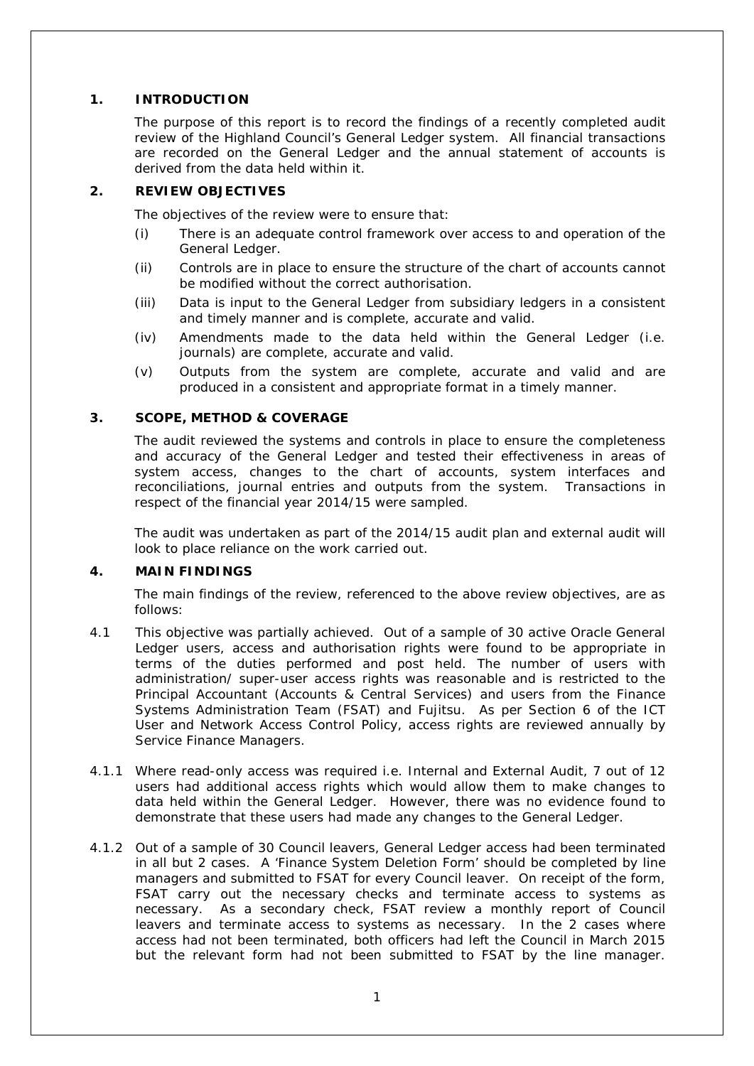## 1. INTRODUCTION

The purpose of this report is to record the findings of a recently completed audit review of the Highland Council's General Ledger system. All financial transactions are recorded on the General Ledger and the annual statement of accounts is derived from the data held within it.

## 2. REVIEW OBJECTIVES

The objectives of the review were to ensure that:

(i) There is an adequate control framework over access to and operation of the General Ledger.

(ii) Controls are in place to ensure the structure of the chart of accounts cannot be modified without the correct authorisation.

(iii) Data is input to the General Ledger from subsidiary ledgers in a consistent and timely manner and is complete, accurate and valid.

(iv) Amendments made to the data held within the General Ledger (i.e. journals) are complete, accurate and valid.

(v) Outputs from the system are complete, accurate and valid and are produced in a consistent and appropriate format in a timely manner.

## 3. SCOPE, METHOD & COVERAGE

The audit reviewed the systems and controls in place to ensure the completeness and accuracy of the General Ledger and tested their effectiveness in areas of system access, changes to the chart of accounts, system interfaces and reconciliations, journal entries and outputs from the system. Transactions in respect of the financial year 2014/15 were sampled.

The audit was undertaken as part of the 2014/15 audit plan and external audit will look to place reliance on the work carried out.

## 4. MAIN FINDINGS

The main findings of the review, referenced to the above review objectives, are as follows:

4.1 This objective was partially achieved. Out of a sample of 30 active Oracle General Ledger users, access and authorisation rights were found to be appropriate in terms of the duties performed and post held. The number of users with administration/ super-user access rights was reasonable and is restricted to the Principal Accountant (Accounts & Central Services) and users from the Finance Systems Administration Team (FSAT) and Fujitsu. As per Section 6 of the ICT User and Network Access Control Policy, access rights are reviewed annually by Service Finance Managers.

4.1.1 Where read-only access was required i.e. Internal and External Audit, 7 out of 12 users had additional access rights which would allow them to make changes to data held within the General Ledger. However, there was no evidence found to demonstrate that these users had made any changes to the General Ledger.

4.1.2 Out of a sample of 30 Council leavers, General Ledger access had been terminated in all but 2 cases. A 'Finance System Deletion Form' should be completed by line managers and submitted to FSAT for every Council leaver. On receipt of the form, FSAT carry out the necessary checks and terminate access to systems as necessary. As a secondary check, FSAT review a monthly report of Council leavers and terminate access to systems as necessary. In the 2 cases where access had not been terminated, both officers had left the Council in March 2015 but the relevant form had not been submitted to FSAT by the line manager.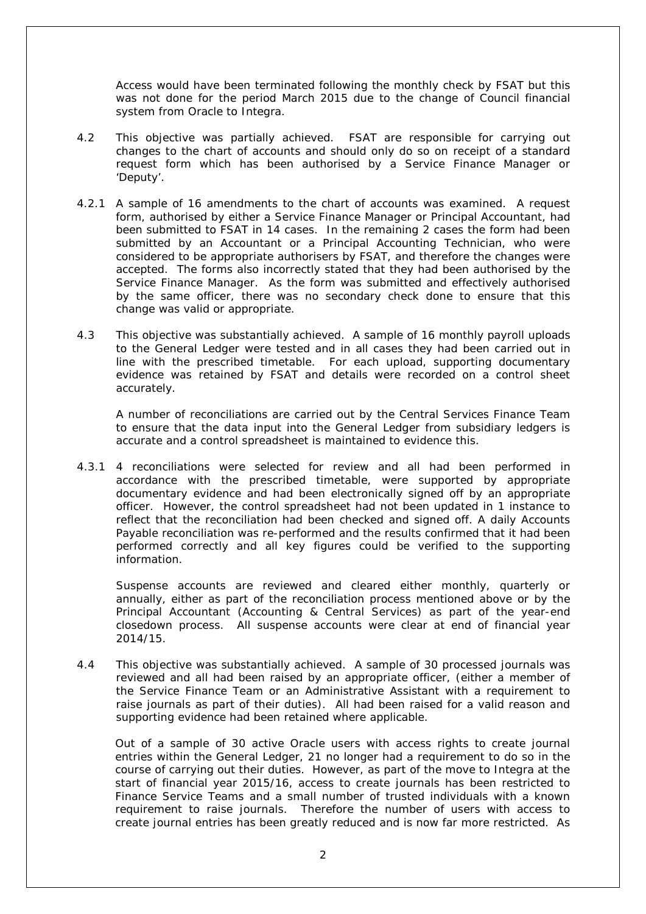Access would have been terminated following the monthly check by FSAT but this was not done for the period March 2015 due to the change of Council financial system from Oracle to Integra.

4.2 This objective was partially achieved. FSAT are responsible for carrying out changes to the chart of accounts and should only do so on receipt of a standard request form which has been authorised by a Service Finance Manager or 'Deputy'.

4.2.1 A sample of 16 amendments to the chart of accounts was examined. A request form, authorised by either a Service Finance Manager or Principal Accountant, had been submitted to FSAT in 14 cases. In the remaining 2 cases the form had been submitted by an Accountant or a Principal Accounting Technician, who were considered to be appropriate authorisers by FSAT, and therefore the changes were accepted. The forms also incorrectly stated that they had been authorised by the Service Finance Manager. As the form was submitted and effectively authorised by the same officer, there was no secondary check done to ensure that this change was valid or appropriate.

4.3 This objective was substantially achieved. A sample of 16 monthly payroll uploads to the General Ledger were tested and in all cases they had been carried out in line with the prescribed timetable. For each upload, supporting documentary evidence was retained by FSAT and details were recorded on a control sheet accurately.

A number of reconciliations are carried out by the Central Services Finance Team to ensure that the data input into the General Ledger from subsidiary ledgers is accurate and a control spreadsheet is maintained to evidence this.

4.3.1 4 reconciliations were selected for review and all had been performed in accordance with the prescribed timetable, were supported by appropriate documentary evidence and had been electronically signed off by an appropriate officer. However, the control spreadsheet had not been updated in 1 instance to reflect that the reconciliation had been checked and signed off. A daily Accounts Payable reconciliation was re-performed and the results confirmed that it had been performed correctly and all key figures could be verified to the supporting information.

Suspense accounts are reviewed and cleared either monthly, quarterly or annually, either as part of the reconciliation process mentioned above or by the Principal Accountant (Accounting & Central Services) as part of the year-end closedown process. All suspense accounts were clear at end of financial year 2014/15.

4.4 This objective was substantially achieved. A sample of 30 processed journals was reviewed and all had been raised by an appropriate officer, (either a member of the Service Finance Team or an Administrative Assistant with a requirement to raise journals as part of their duties). All had been raised for a valid reason and supporting evidence had been retained where applicable.

Out of a sample of 30 active Oracle users with access rights to create journal entries within the General Ledger, 21 no longer had a requirement to do so in the course of carrying out their duties. However, as part of the move to Integra at the start of financial year 2015/16, access to create journals has been restricted to Finance Service Teams and a small number of trusted individuals with a known requirement to raise journals. Therefore the number of users with access to create journal entries has been greatly reduced and is now far more restricted. As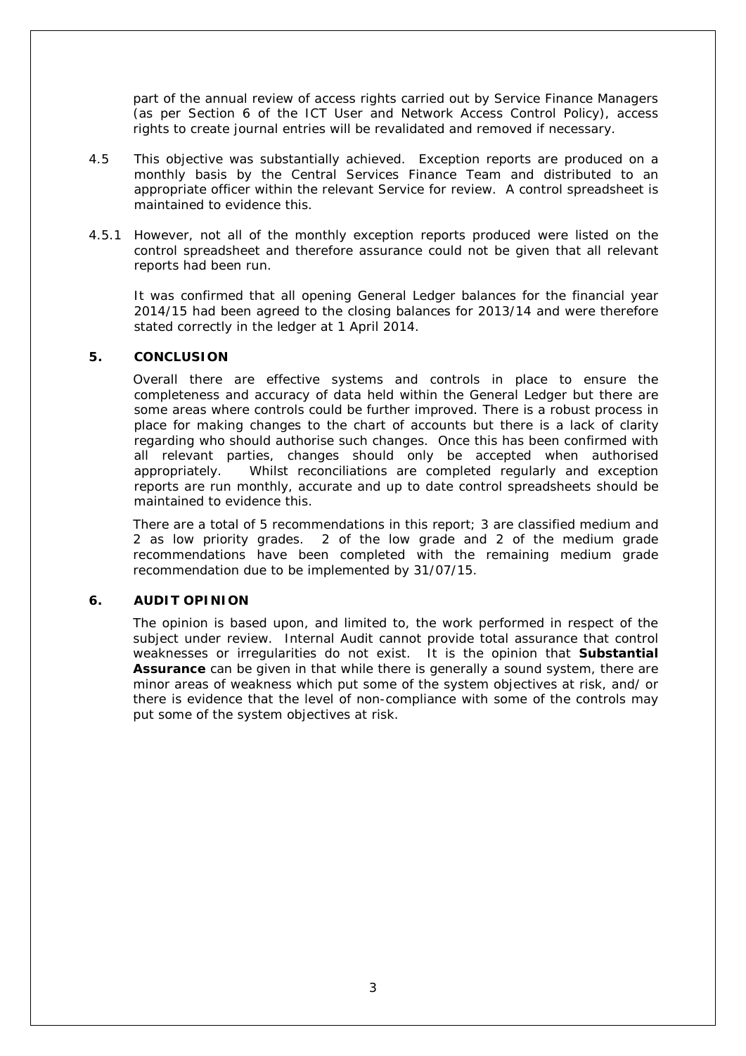part of the annual review of access rights carried out by Service Finance Managers (as per Section 6 of the ICT User and Network Access Control Policy), access rights to create journal entries will be revalidated and removed if necessary.

4.5 This objective was substantially achieved. Exception reports are produced on a monthly basis by the Central Services Finance Team and distributed to an appropriate officer within the relevant Service for review. A control spreadsheet is maintained to evidence this.

4.5.1 However, not all of the monthly exception reports produced were listed on the control spreadsheet and therefore assurance could not be given that all relevant reports had been run.

It was confirmed that all opening General Ledger balances for the financial year 2014/15 had been agreed to the closing balances for 2013/14 and were therefore stated correctly in the ledger at 1 April 2014.

## 5. CONCLUSION

Overall there are effective systems and controls in place to ensure the completeness and accuracy of data held within the General Ledger but there are some areas where controls could be further improved. There is a robust process in place for making changes to the chart of accounts but there is a lack of clarity regarding who should authorise such changes. Once this has been confirmed with all relevant parties, changes should only be accepted when authorised appropriately. Whilst reconciliations are completed regularly and exception reports are run monthly, accurate and up to date control spreadsheets should be maintained to evidence this.

There are a total of 5 recommendations in this report; 3 are classified medium and 2 as low priority grades. 2 of the low grade and 2 of the medium grade recommendations have been completed with the remaining medium grade recommendation due to be implemented by 31/07/15.

## 6. AUDIT OPINION

The opinion is based upon, and limited to, the work performed in respect of the subject under review. Internal Audit cannot provide total assurance that control weaknesses or irregularities do not exist. It is the opinion that **Substantial Assurance** can be given in that while there is generally a sound system, there are minor areas of weakness which put some of the system objectives at risk, and/ or there is evidence that the level of non-compliance with some of the controls may put some of the system objectives at risk.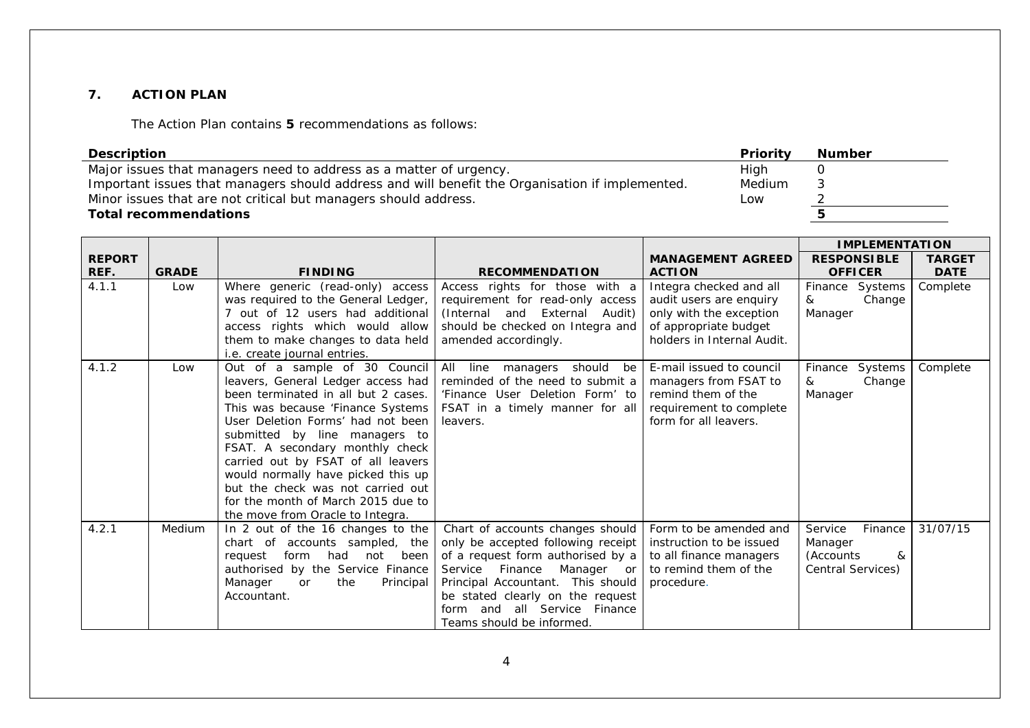## 7. ACTION PLAN

The Action Plan contains **5** recommendations as follows:

| Description | Priority | Number |
|---|---|---|
| Major issues that managers need to address as a matter of urgency. | High | 0 |
| Important issues that managers should address and will benefit the Organisation if implemented. | Medium | 3 |
| Minor issues that are not critical but managers should address. | Low | 2 |
| **Total recommendations** | | **5** |

| REPORT REF. | GRADE | FINDING | RECOMMENDATION | MANAGEMENT AGREED ACTION | IMPLEMENTATION | |
|---|---|---|---|---|---|---|
| | | | | | **RESPONSIBLE OFFICER** | **TARGET DATE** |
| 4.1.1 | Low | Where generic (read-only) access was required to the General Ledger, 7 out of 12 users had additional access rights which would allow them to make changes to data held i.e. create journal entries. | Access rights for those with a requirement for read-only access (Internal and External Audit) should be checked on Integra and amended accordingly. | Integra checked and all audit users are enquiry only with the exception of appropriate budget holders in Internal Audit. | Finance Systems & Change Manager | Complete |
| 4.1.2 | Low | Out of a sample of 30 Council leavers, General Ledger access had been terminated in all but 2 cases. This was because 'Finance Systems User Deletion Forms' had not been submitted by line managers to FSAT. A secondary monthly check carried out by FSAT of all leavers would normally have picked this up but the check was not carried out for the month of March 2015 due to the move from Oracle to Integra. | All line managers should be reminded of the need to submit a 'Finance User Deletion Form' to FSAT in a timely manner for all leavers. | E-mail issued to council managers from FSAT to remind them of the requirement to complete form for all leavers. | Finance Systems & Change Manager | Complete |
| 4.2.1 | Medium | In 2 out of the 16 changes to the chart of accounts sampled, the request form had not been authorised by the Service Finance Manager or the Principal Accountant. | Chart of accounts changes should only be accepted following receipt of a request form authorised by a Service Finance Manager or Principal Accountant. This should be stated clearly on the request form and all Service Finance Teams should be informed. | Form to be amended and instruction to be issued to all finance managers to remind them of the procedure. | Service Finance Manager (Accounts & Central Services) | 31/07/15 |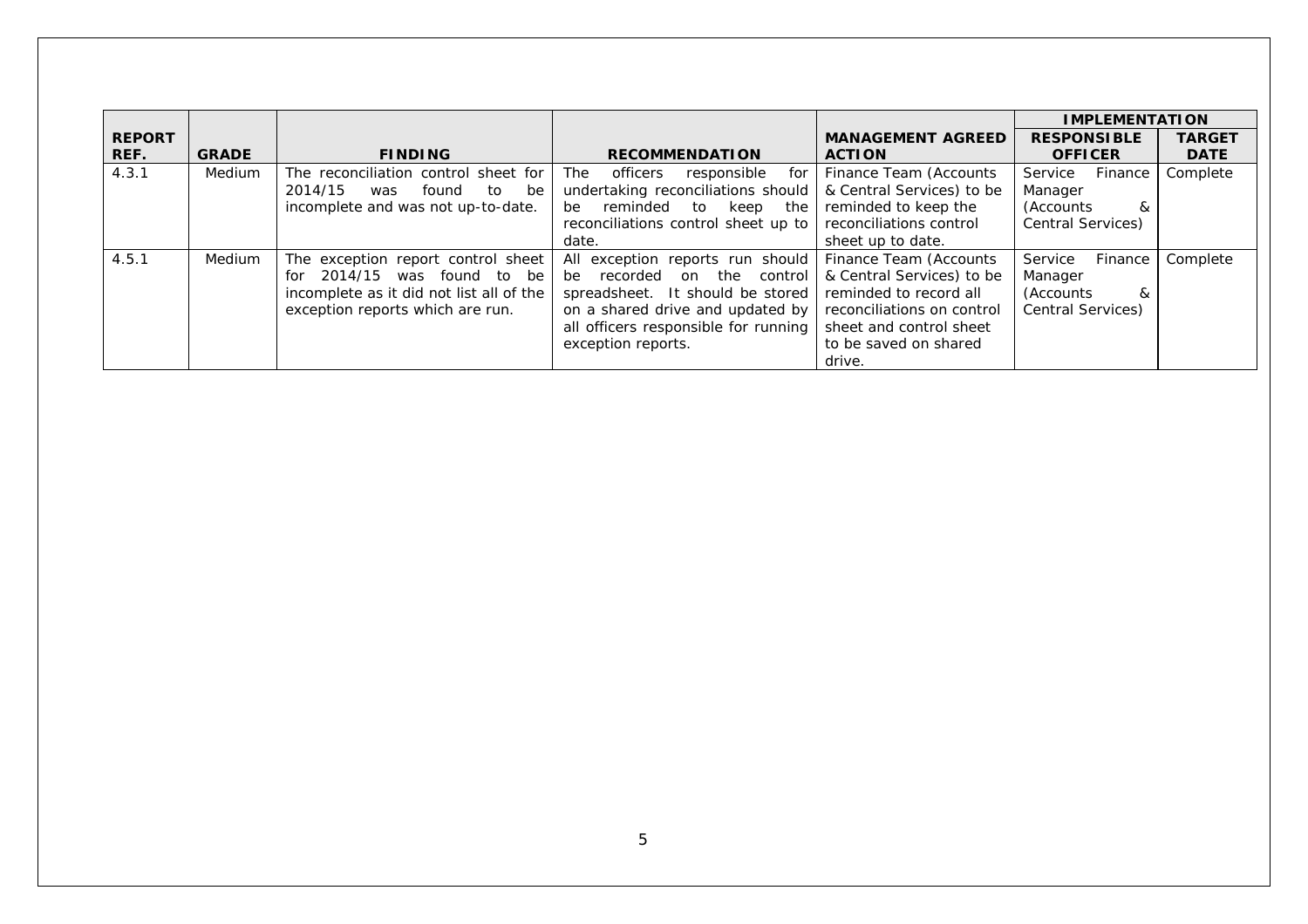| REPORT REF. | GRADE | FINDING | RECOMMENDATION | MANAGEMENT AGREED ACTION | IMPLEMENTATION | |
|---|---|---|---|---|---|---|
| | | | | | RESPONSIBLE OFFICER | TARGET DATE |
| 4.3.1 | Medium | The reconciliation control sheet for 2014/15 was found to be incomplete and was not up-to-date. | The officers responsible for undertaking reconciliations should be reminded to keep the reconciliations control sheet up to date. | Finance Team (Accounts & Central Services) to be reminded to keep the reconciliations control sheet up to date. | Service Finance Manager (Accounts & Central Services) | Complete |
| 4.5.1 | Medium | The exception report control sheet for 2014/15 was found to be incomplete as it did not list all of the exception reports which are run. | All exception reports run should be recorded on the control spreadsheet. It should be stored on a shared drive and updated by all officers responsible for running exception reports. | Finance Team (Accounts & Central Services) to be reminded to record all reconciliations on control sheet and control sheet to be saved on shared drive. | Service Finance Manager (Accounts & Central Services) | Complete |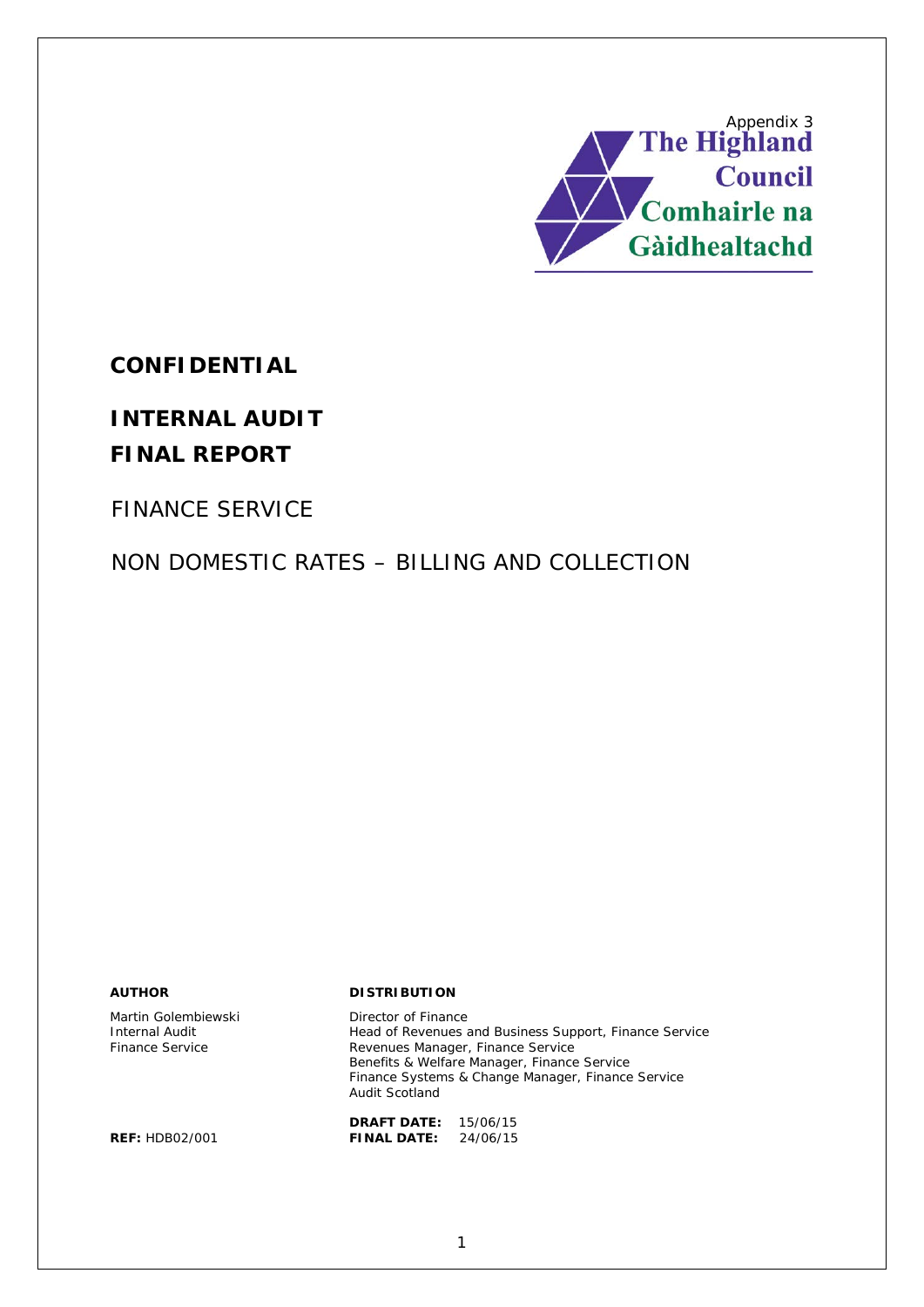Appendix 3

The Highland Council
Comhairle na Gàidhealtachd

**CONFIDENTIAL**

# INTERNAL AUDIT FINAL REPORT

FINANCE SERVICE

NON DOMESTIC RATES – BILLING AND COLLECTION

| **AUTHOR** | **DISTRIBUTION** |
|---|---|
| Martin Golembiewski<br>Internal Audit<br>Finance Service | Director of Finance<br>Head of Revenues and Business Support, Finance Service<br>Revenues Manager, Finance Service<br>Benefits & Welfare Manager, Finance Service<br>Finance Systems & Change Manager, Finance Service<br>Audit Scotland |
| | **DRAFT DATE:** 15/06/15 |
| **REF:** HDB02/001 | **FINAL DATE:** 24/06/15 |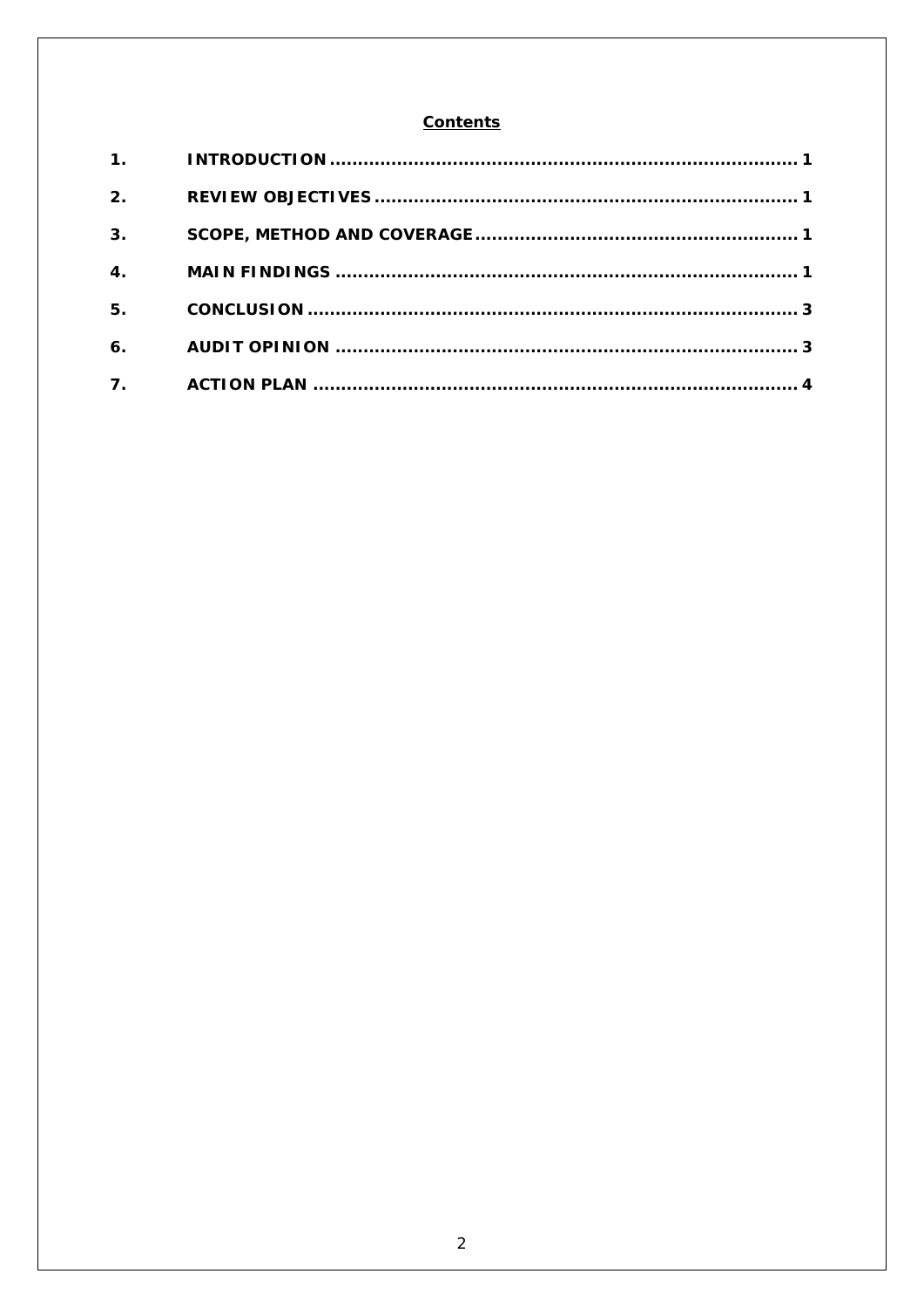## Contents

| | | |
|---|---|---|
| 1. | INTRODUCTION | 1 |
| 2. | REVIEW OBJECTIVES | 1 |
| 3. | SCOPE, METHOD AND COVERAGE | 1 |
| 4. | MAIN FINDINGS | 1 |
| 5. | CONCLUSION | 3 |
| 6. | AUDIT OPINION | 3 |
| 7. | ACTION PLAN | 4 |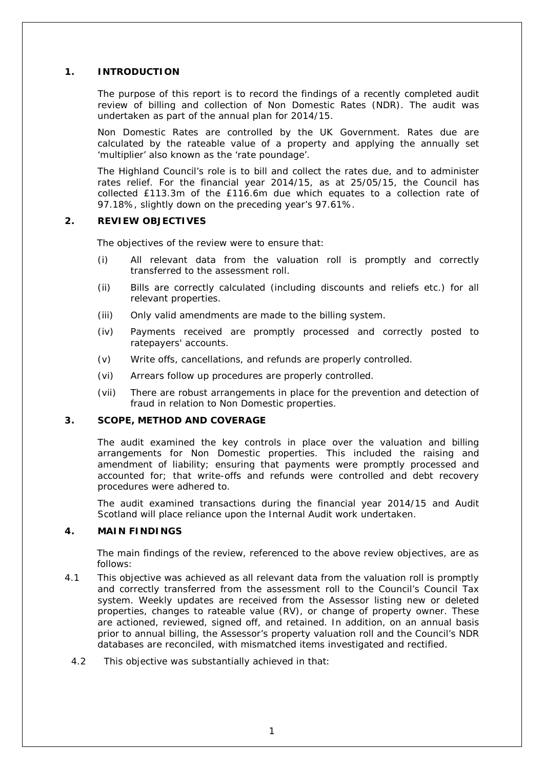## 1. INTRODUCTION

The purpose of this report is to record the findings of a recently completed audit review of billing and collection of Non Domestic Rates (NDR). The audit was undertaken as part of the annual plan for 2014/15.

Non Domestic Rates are controlled by the UK Government. Rates due are calculated by the rateable value of a property and applying the annually set 'multiplier' also known as the 'rate poundage'.

The Highland Council's role is to bill and collect the rates due, and to administer rates relief. For the financial year 2014/15, as at 25/05/15, the Council has collected £113.3m of the £116.6m due which equates to a collection rate of 97.18%, slightly down on the preceding year's 97.61%.

## 2. REVIEW OBJECTIVES

The objectives of the review were to ensure that:

(i) All relevant data from the valuation roll is promptly and correctly transferred to the assessment roll.

(ii) Bills are correctly calculated (including discounts and reliefs etc.) for all relevant properties.

(iii) Only valid amendments are made to the billing system.

(iv) Payments received are promptly processed and correctly posted to ratepayers' accounts.

(v) Write offs, cancellations, and refunds are properly controlled.

(vi) Arrears follow up procedures are properly controlled.

(vii) There are robust arrangements in place for the prevention and detection of fraud in relation to Non Domestic properties.

## 3. SCOPE, METHOD AND COVERAGE

The audit examined the key controls in place over the valuation and billing arrangements for Non Domestic properties. This included the raising and amendment of liability; ensuring that payments were promptly processed and accounted for; that write-offs and refunds were controlled and debt recovery procedures were adhered to.

The audit examined transactions during the financial year 2014/15 and Audit Scotland will place reliance upon the Internal Audit work undertaken.

## 4. MAIN FINDINGS

The main findings of the review, referenced to the above review objectives, are as follows:

4.1 This objective was achieved as all relevant data from the valuation roll is promptly and correctly transferred from the assessment roll to the Council's Council Tax system. Weekly updates are received from the Assessor listing new or deleted properties, changes to rateable value (RV), or change of property owner. These are actioned, reviewed, signed off, and retained. In addition, on an annual basis prior to annual billing, the Assessor's property valuation roll and the Council's NDR databases are reconciled, with mismatched items investigated and rectified.

4.2 This objective was substantially achieved in that: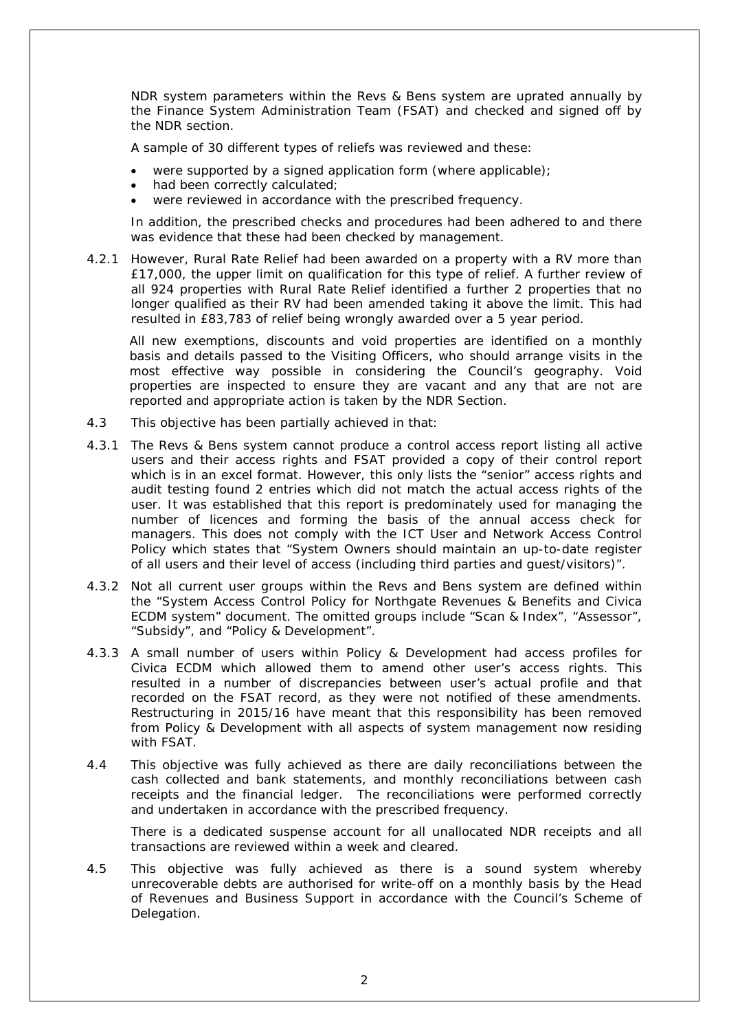NDR system parameters within the Revs & Bens system are uprated annually by the Finance System Administration Team (FSAT) and checked and signed off by the NDR section.

A sample of 30 different types of reliefs was reviewed and these:

- were supported by a signed application form (where applicable);
- had been correctly calculated;
- were reviewed in accordance with the prescribed frequency.

In addition, the prescribed checks and procedures had been adhered to and there was evidence that these had been checked by management.

4.2.1 However, Rural Rate Relief had been awarded on a property with a RV more than £17,000, the upper limit on qualification for this type of relief. A further review of all 924 properties with Rural Rate Relief identified a further 2 properties that no longer qualified as their RV had been amended taking it above the limit. This had resulted in £83,783 of relief being wrongly awarded over a 5 year period.

All new exemptions, discounts and void properties are identified on a monthly basis and details passed to the Visiting Officers, who should arrange visits in the most effective way possible in considering the Council's geography. Void properties are inspected to ensure they are vacant and any that are not are reported and appropriate action is taken by the NDR Section.

4.3 This objective has been partially achieved in that:

4.3.1 The Revs & Bens system cannot produce a control access report listing all active users and their access rights and FSAT provided a copy of their control report which is in an excel format. However, this only lists the "senior" access rights and audit testing found 2 entries which did not match the actual access rights of the user. It was established that this report is predominately used for managing the number of licences and forming the basis of the annual access check for managers. This does not comply with the ICT User and Network Access Control Policy which states that "System Owners should maintain an up-to-date register of all users and their level of access (including third parties and guest/visitors)".

4.3.2 Not all current user groups within the Revs and Bens system are defined within the "System Access Control Policy for Northgate Revenues & Benefits and Civica ECDM system" document. The omitted groups include "Scan & Index", "Assessor", "Subsidy", and "Policy & Development".

4.3.3 A small number of users within Policy & Development had access profiles for Civica ECDM which allowed them to amend other user's access rights. This resulted in a number of discrepancies between user's actual profile and that recorded on the FSAT record, as they were not notified of these amendments. Restructuring in 2015/16 have meant that this responsibility has been removed from Policy & Development with all aspects of system management now residing with FSAT.

4.4 This objective was fully achieved as there are daily reconciliations between the cash collected and bank statements, and monthly reconciliations between cash receipts and the financial ledger. The reconciliations were performed correctly and undertaken in accordance with the prescribed frequency.

There is a dedicated suspense account for all unallocated NDR receipts and all transactions are reviewed within a week and cleared.

4.5 This objective was fully achieved as there is a sound system whereby unrecoverable debts are authorised for write-off on a monthly basis by the Head of Revenues and Business Support in accordance with the Council's Scheme of Delegation.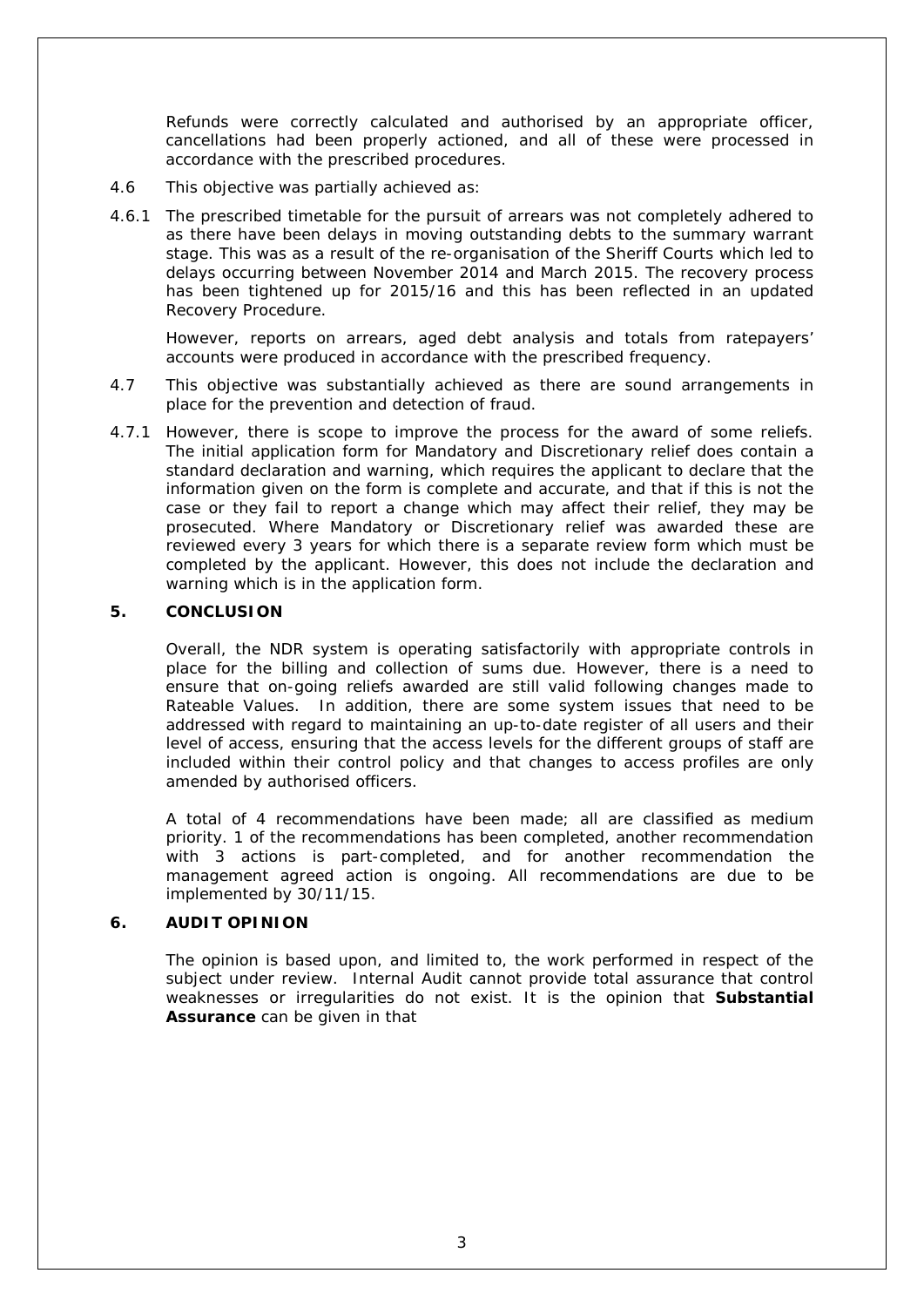Refunds were correctly calculated and authorised by an appropriate officer, cancellations had been properly actioned, and all of these were processed in accordance with the prescribed procedures.

4.6 This objective was partially achieved as:

4.6.1 The prescribed timetable for the pursuit of arrears was not completely adhered to as there have been delays in moving outstanding debts to the summary warrant stage. This was as a result of the re-organisation of the Sheriff Courts which led to delays occurring between November 2014 and March 2015. The recovery process has been tightened up for 2015/16 and this has been reflected in an updated Recovery Procedure.

However, reports on arrears, aged debt analysis and totals from ratepayers' accounts were produced in accordance with the prescribed frequency.

4.7 This objective was substantially achieved as there are sound arrangements in place for the prevention and detection of fraud.

4.7.1 However, there is scope to improve the process for the award of some reliefs. The initial application form for Mandatory and Discretionary relief does contain a standard declaration and warning, which requires the applicant to declare that the information given on the form is complete and accurate, and that if this is not the case or they fail to report a change which may affect their relief, they may be prosecuted. Where Mandatory or Discretionary relief was awarded these are reviewed every 3 years for which there is a separate review form which must be completed by the applicant. However, this does not include the declaration and warning which is in the application form.

## 5. CONCLUSION

Overall, the NDR system is operating satisfactorily with appropriate controls in place for the billing and collection of sums due. However, there is a need to ensure that on-going reliefs awarded are still valid following changes made to Rateable Values. In addition, there are some system issues that need to be addressed with regard to maintaining an up-to-date register of all users and their level of access, ensuring that the access levels for the different groups of staff are included within their control policy and that changes to access profiles are only amended by authorised officers.

A total of 4 recommendations have been made; all are classified as medium priority. 1 of the recommendations has been completed, another recommendation with 3 actions is part-completed, and for another recommendation the management agreed action is ongoing. All recommendations are due to be implemented by 30/11/15.

## 6. AUDIT OPINION

The opinion is based upon, and limited to, the work performed in respect of the subject under review. Internal Audit cannot provide total assurance that control weaknesses or irregularities do not exist. It is the opinion that **Substantial Assurance** can be given in that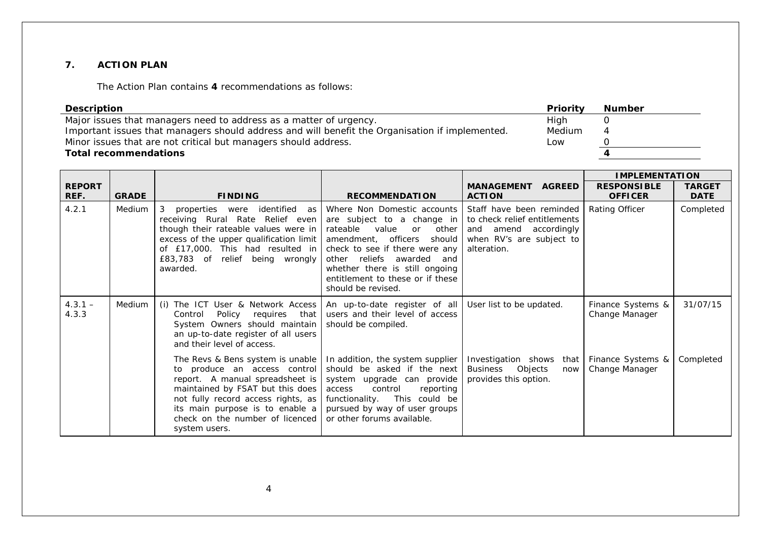## 7. ACTION PLAN

The Action Plan contains **4** recommendations as follows:

| Description | Priority | Number |
|---|---|---|
| Major issues that managers need to address as a matter of urgency. | High | 0 |
| Important issues that managers should address and will benefit the Organisation if implemented. | Medium | 4 |
| Minor issues that are not critical but managers should address. | Low | 0 |
| **Total recommendations** | | **4** |

| REPORT REF. | GRADE | FINDING | RECOMMENDATION | MANAGEMENT AGREED ACTION | IMPLEMENTATION RESPONSIBLE OFFICER | TARGET DATE |
|---|---|---|---|---|---|---|
| 4.2.1 | Medium | 3 properties were identified as receiving Rural Rate Relief even though their rateable values were in excess of the upper qualification limit of £17,000. This had resulted in £83,783 of relief being wrongly awarded. | Where Non Domestic accounts are subject to a change in rateable value or other amendment, officers should check to see if there were any other reliefs awarded and whether there is still ongoing entitlement to these or if these should be revised. | Staff have been reminded to check relief entitlements and amend accordingly when RV's are subject to alteration. | Rating Officer | Completed |
| 4.3.1 – 4.3.3 | Medium | (i) The ICT User & Network Access Control Policy requires that System Owners should maintain an up-to-date register of all users and their level of access. | An up-to-date register of all users and their level of access should be compiled. | User list to be updated. | Finance Systems & Change Manager | 31/07/15 |
| | | The Revs & Bens system is unable to produce an access control report. A manual spreadsheet is maintained by FSAT but this does not fully record access rights, as its main purpose is to enable a check on the number of licenced system users. | In addition, the system supplier should be asked if the next system upgrade can provide access control reporting functionality. This could be pursued by way of user groups or other forums available. | Investigation shows that Business Objects now provides this option. | Finance Systems & Change Manager | Completed |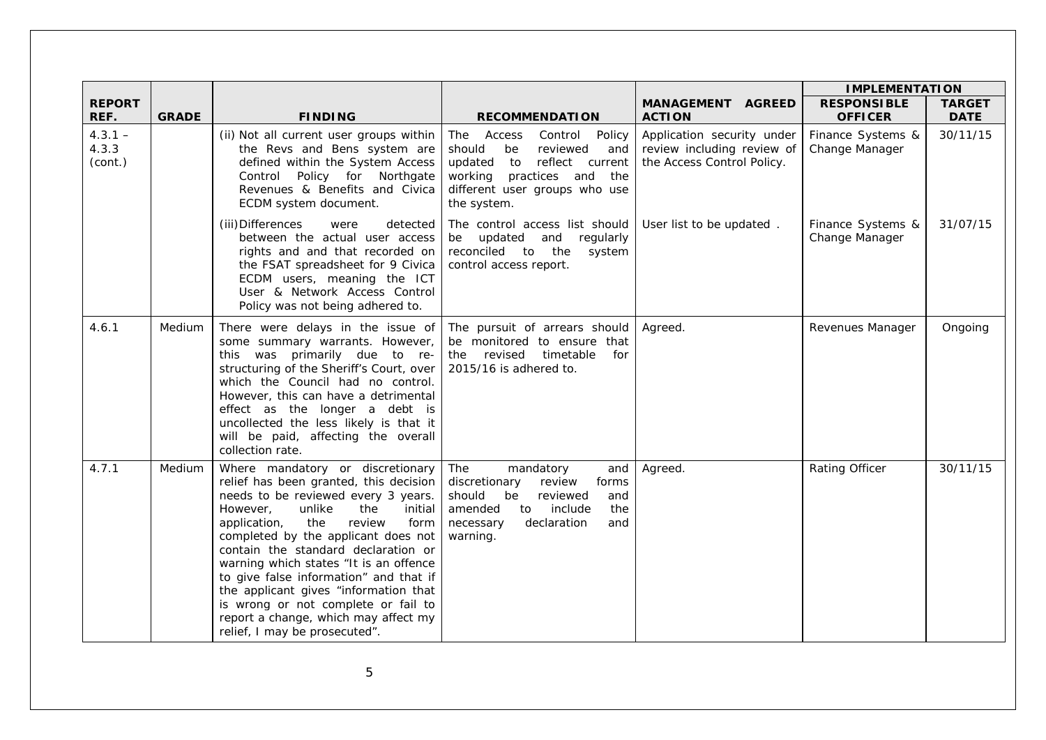| REPORT REF. | GRADE | FINDING | RECOMMENDATION | MANAGEMENT AGREED ACTION | IMPLEMENTATION | |
|---|---|---|---|---|---|---|
| | | | | | RESPONSIBLE OFFICER | TARGET DATE |
| 4.3.1 – 4.3.3 (cont.) | | (ii) Not all current user groups within the Revs and Bens system are defined within the System Access Control Policy for Northgate Revenues & Benefits and Civica ECDM system document. | The Access Control Policy should be reviewed and updated to reflect current working practices and the different user groups who use the system. | Application security under review including review of the Access Control Policy. | Finance Systems & Change Manager | 30/11/15 |
| | | (iii) Differences were detected between the actual user access rights and and that recorded on the FSAT spreadsheet for 9 Civica ECDM users, meaning the ICT User & Network Access Control Policy was not being adhered to. | The control access list should be updated and regularly reconciled to the system control access report. | User list to be updated . | Finance Systems & Change Manager | 31/07/15 |
| 4.6.1 | Medium | There were delays in the issue of some summary warrants. However, this was primarily due to re-structuring of the Sheriff's Court, over which the Council had no control. However, this can have a detrimental effect as the longer a debt is uncollected the less likely is that it will be paid, affecting the overall collection rate. | The pursuit of arrears should be monitored to ensure that the revised timetable for 2015/16 is adhered to. | Agreed. | Revenues Manager | Ongoing |
| 4.7.1 | Medium | Where mandatory or discretionary relief has been granted, this decision needs to be reviewed every 3 years. However, unlike the initial application, the review form completed by the applicant does not contain the standard declaration or warning which states "It is an offence to give false information" and that if the applicant gives "information that is wrong or not complete or fail to report a change, which may affect my relief, I may be prosecuted". | The mandatory and discretionary review forms should be reviewed and amended to include the necessary declaration and warning. | Agreed. | Rating Officer | 30/11/15 |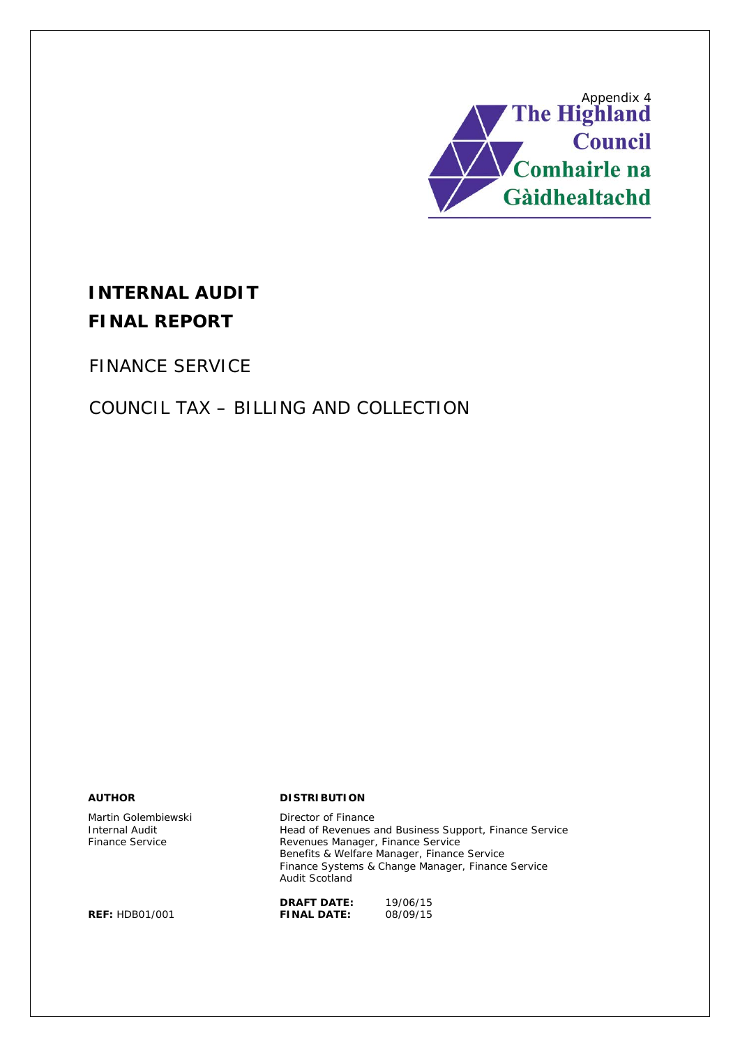Appendix 4

The Highland Council
Comhairle na Gàidhealtachd

# INTERNAL AUDIT
# FINAL REPORT

## FINANCE SERVICE

## COUNCIL TAX – BILLING AND COLLECTION

| **AUTHOR** | **DISTRIBUTION** | |
|---|---|---|
| Martin Golembiewski<br>Internal Audit<br>Finance Service | Director of Finance<br>Head of Revenues and Business Support, Finance Service<br>Revenues Manager, Finance Service<br>Benefits & Welfare Manager, Finance Service<br>Finance Systems & Change Manager, Finance Service<br>Audit Scotland | |
| | **DRAFT DATE:** | 19/06/15 |
| **REF:** HDB01/001 | **FINAL DATE:** | 08/09/15 |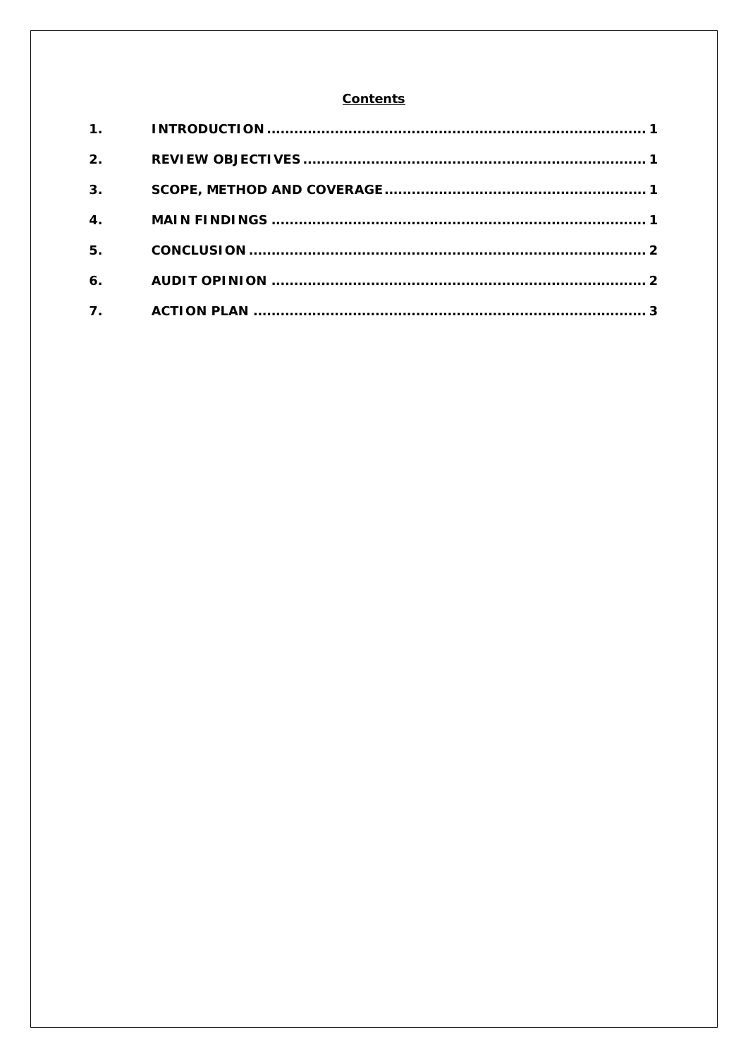## Contents

| | | |
|---|---|---|
| 1. | INTRODUCTION | 1 |
| 2. | REVIEW OBJECTIVES | 1 |
| 3. | SCOPE, METHOD AND COVERAGE | 1 |
| 4. | MAIN FINDINGS | 1 |
| 5. | CONCLUSION | 2 |
| 6. | AUDIT OPINION | 2 |
| 7. | ACTION PLAN | 3 |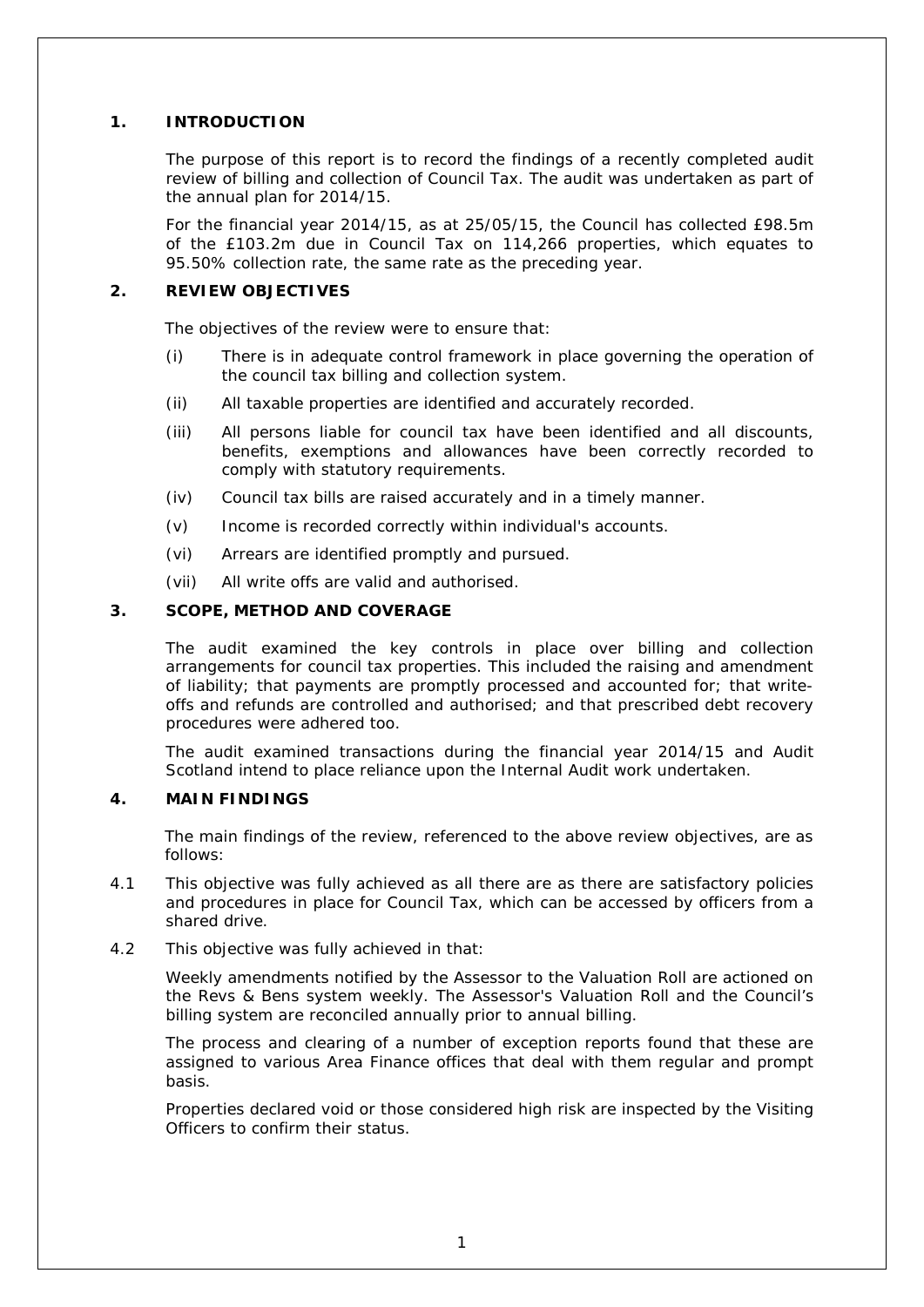## 1. INTRODUCTION

The purpose of this report is to record the findings of a recently completed audit review of billing and collection of Council Tax. The audit was undertaken as part of the annual plan for 2014/15.

For the financial year 2014/15, as at 25/05/15, the Council has collected £98.5m of the £103.2m due in Council Tax on 114,266 properties, which equates to 95.50% collection rate, the same rate as the preceding year.

## 2. REVIEW OBJECTIVES

The objectives of the review were to ensure that:

(i) There is in adequate control framework in place governing the operation of the council tax billing and collection system.

(ii) All taxable properties are identified and accurately recorded.

(iii) All persons liable for council tax have been identified and all discounts, benefits, exemptions and allowances have been correctly recorded to comply with statutory requirements.

(iv) Council tax bills are raised accurately and in a timely manner.

(v) Income is recorded correctly within individual's accounts.

(vi) Arrears are identified promptly and pursued.

(vii) All write offs are valid and authorised.

## 3. SCOPE, METHOD AND COVERAGE

The audit examined the key controls in place over billing and collection arrangements for council tax properties. This included the raising and amendment of liability; that payments are promptly processed and accounted for; that write-offs and refunds are controlled and authorised; and that prescribed debt recovery procedures were adhered too.

The audit examined transactions during the financial year 2014/15 and Audit Scotland intend to place reliance upon the Internal Audit work undertaken.

## 4. MAIN FINDINGS

The main findings of the review, referenced to the above review objectives, are as follows:

4.1 This objective was fully achieved as all there are as there are satisfactory policies and procedures in place for Council Tax, which can be accessed by officers from a shared drive.

4.2 This objective was fully achieved in that:

Weekly amendments notified by the Assessor to the Valuation Roll are actioned on the Revs & Bens system weekly. The Assessor's Valuation Roll and the Council's billing system are reconciled annually prior to annual billing.

The process and clearing of a number of exception reports found that these are assigned to various Area Finance offices that deal with them regular and prompt basis.

Properties declared void or those considered high risk are inspected by the Visiting Officers to confirm their status.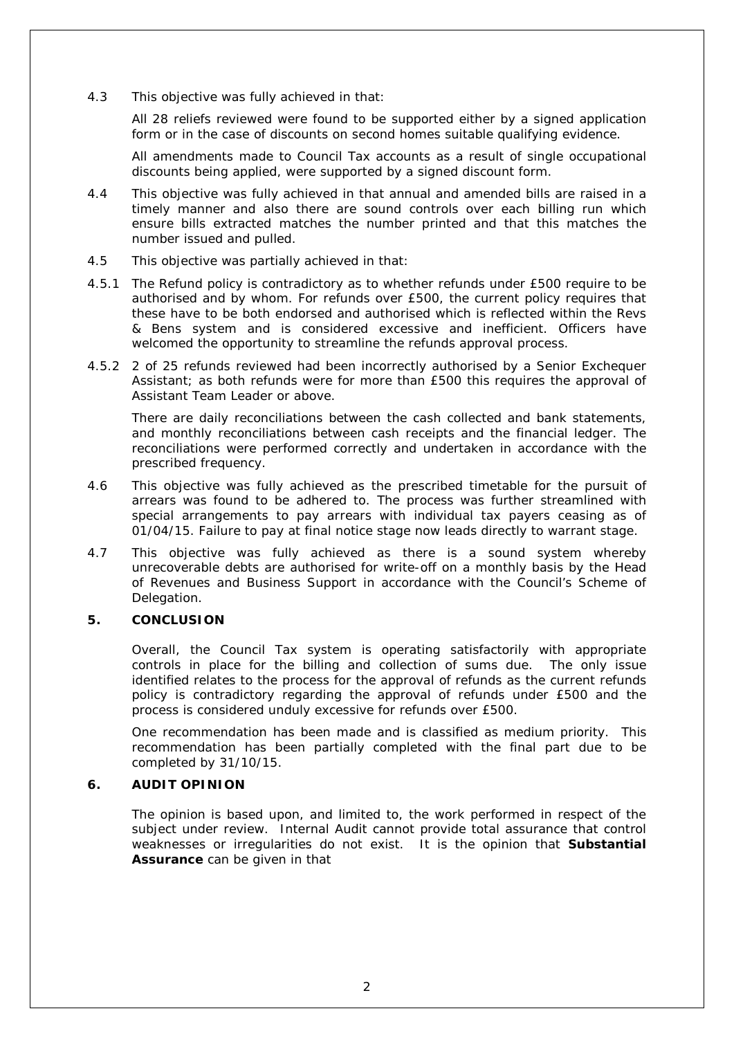4.3 This objective was fully achieved in that:

All 28 reliefs reviewed were found to be supported either by a signed application form or in the case of discounts on second homes suitable qualifying evidence.

All amendments made to Council Tax accounts as a result of single occupational discounts being applied, were supported by a signed discount form.

4.4 This objective was fully achieved in that annual and amended bills are raised in a timely manner and also there are sound controls over each billing run which ensure bills extracted matches the number printed and that this matches the number issued and pulled.

4.5 This objective was partially achieved in that:

4.5.1 The Refund policy is contradictory as to whether refunds under £500 require to be authorised and by whom. For refunds over £500, the current policy requires that these have to be both endorsed and authorised which is reflected within the Revs & Bens system and is considered excessive and inefficient. Officers have welcomed the opportunity to streamline the refunds approval process.

4.5.2 2 of 25 refunds reviewed had been incorrectly authorised by a Senior Exchequer Assistant; as both refunds were for more than £500 this requires the approval of Assistant Team Leader or above.

There are daily reconciliations between the cash collected and bank statements, and monthly reconciliations between cash receipts and the financial ledger. The reconciliations were performed correctly and undertaken in accordance with the prescribed frequency.

4.6 This objective was fully achieved as the prescribed timetable for the pursuit of arrears was found to be adhered to. The process was further streamlined with special arrangements to pay arrears with individual tax payers ceasing as of 01/04/15. Failure to pay at final notice stage now leads directly to warrant stage.

4.7 This objective was fully achieved as there is a sound system whereby unrecoverable debts are authorised for write-off on a monthly basis by the Head of Revenues and Business Support in accordance with the Council's Scheme of Delegation.

## 5. CONCLUSION

Overall, the Council Tax system is operating satisfactorily with appropriate controls in place for the billing and collection of sums due. The only issue identified relates to the process for the approval of refunds as the current refunds policy is contradictory regarding the approval of refunds under £500 and the process is considered unduly excessive for refunds over £500.

One recommendation has been made and is classified as medium priority. This recommendation has been partially completed with the final part due to be completed by 31/10/15.

## 6. AUDIT OPINION

The opinion is based upon, and limited to, the work performed in respect of the subject under review. Internal Audit cannot provide total assurance that control weaknesses or irregularities do not exist. It is the opinion that **Substantial Assurance** can be given in that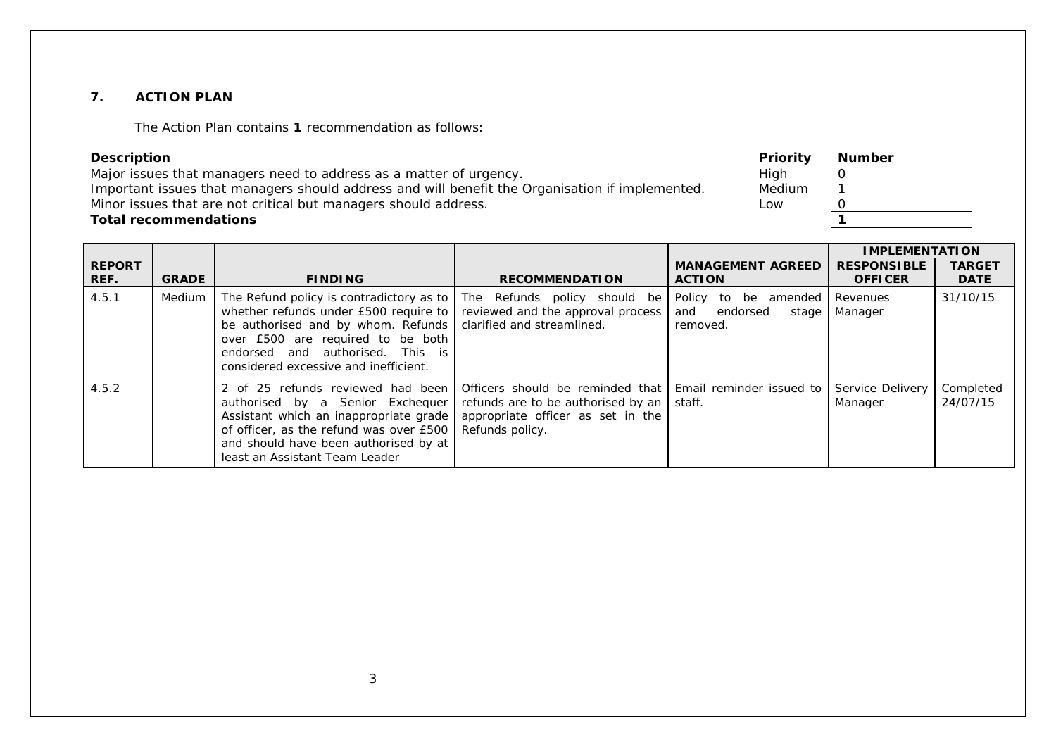## 7. ACTION PLAN

The Action Plan contains **1** recommendation as follows:

| Description | Priority | Number |
|---|---|---|
| Major issues that managers need to address as a matter of urgency. | High | 0 |
| Important issues that managers should address and will benefit the Organisation if implemented. | Medium | 1 |
| Minor issues that are not critical but managers should address. | Low | 0 |
| **Total recommendations** | | **1** |

| | | | | | IMPLEMENTATION | |
|---|---|---|---|---|---|---|
| **REPORT REF.** | **GRADE** | **FINDING** | **RECOMMENDATION** | **MANAGEMENT AGREED ACTION** | **RESPONSIBLE OFFICER** | **TARGET DATE** |
| 4.5.1 | Medium | The Refund policy is contradictory as to whether refunds under £500 require to be authorised and by whom. Refunds over £500 are required to be both endorsed and authorised. This is considered excessive and inefficient. | The Refunds policy should be reviewed and the approval process clarified and streamlined. | Policy to be amended and endorsed stage removed. | Revenues Manager | 31/10/15 |
| 4.5.2 | | 2 of 25 refunds reviewed had been authorised by a Senior Exchequer Assistant which an inappropriate grade of officer, as the refund was over £500 and should have been authorised by at least an Assistant Team Leader | Officers should be reminded that refunds are to be authorised by an appropriate officer as set in the Refunds policy. | Email reminder issued to staff. | Service Delivery Manager | Completed 24/07/15 |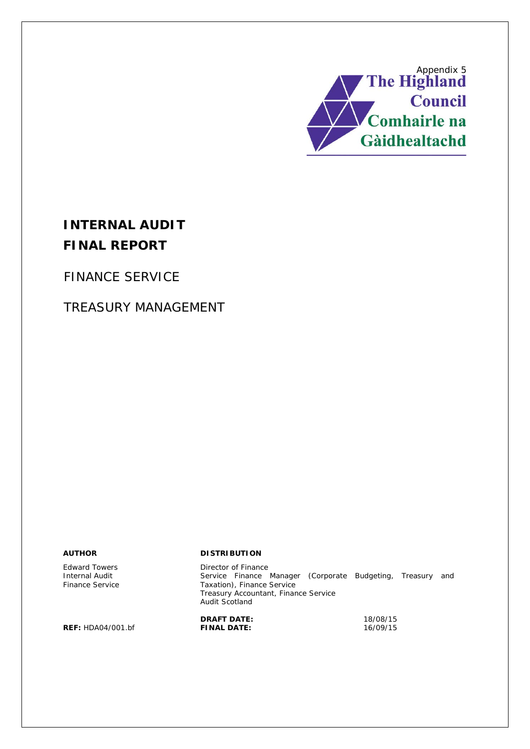Appendix 5

The Highland Council
Comhairle na Gàidhealtachd

# INTERNAL AUDIT

# FINAL REPORT

## FINANCE SERVICE

## TREASURY MANAGEMENT

**AUTHOR**

Edward Towers
Internal Audit
Finance Service

**DISTRIBUTION**

Director of Finance
Service Finance Manager (Corporate Budgeting, Treasury and Taxation), Finance Service
Treasury Accountant, Finance Service
Audit Scotland

**REF:** HDA04/001.bf

**DRAFT DATE:** 18/08/15
**FINAL DATE:** 16/09/15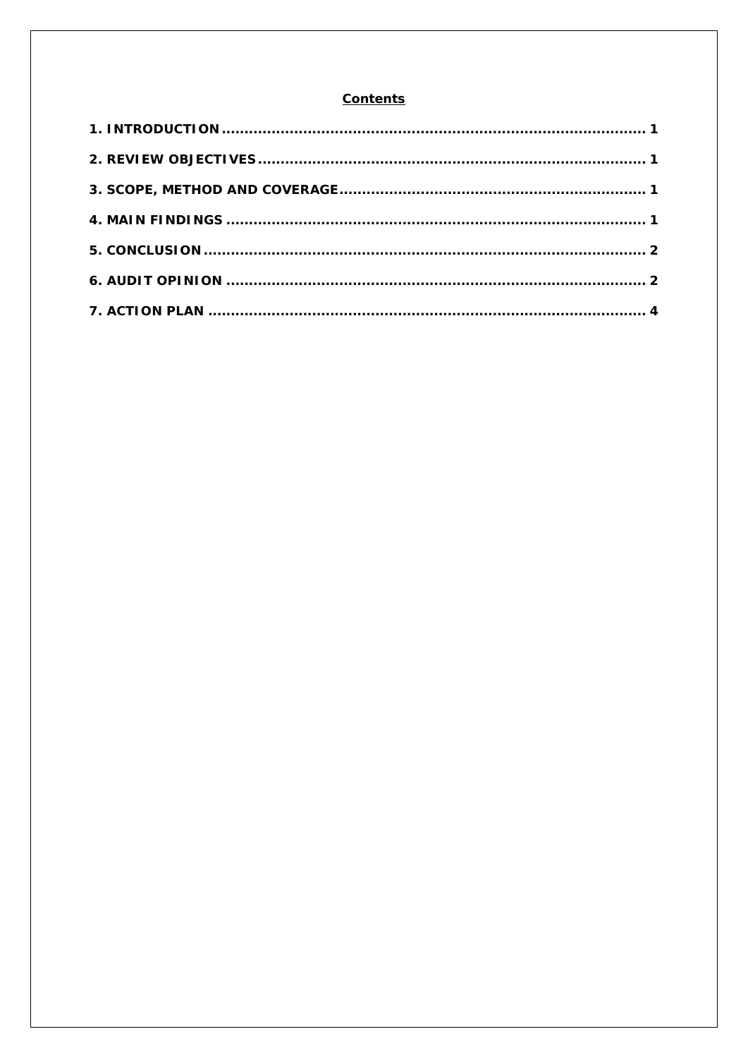**Contents**

**1. INTRODUCTION** ........................................................................................ **1**

**2. REVIEW OBJECTIVES** ................................................................................ **1**

**3. SCOPE, METHOD AND COVERAGE** ............................................................. **1**

**4. MAIN FINDINGS** ........................................................................................ **1**

**5. CONCLUSION** ........................................................................................... **2**

**6. AUDIT OPINION** ........................................................................................ **2**

**7. ACTION PLAN** ........................................................................................... **4**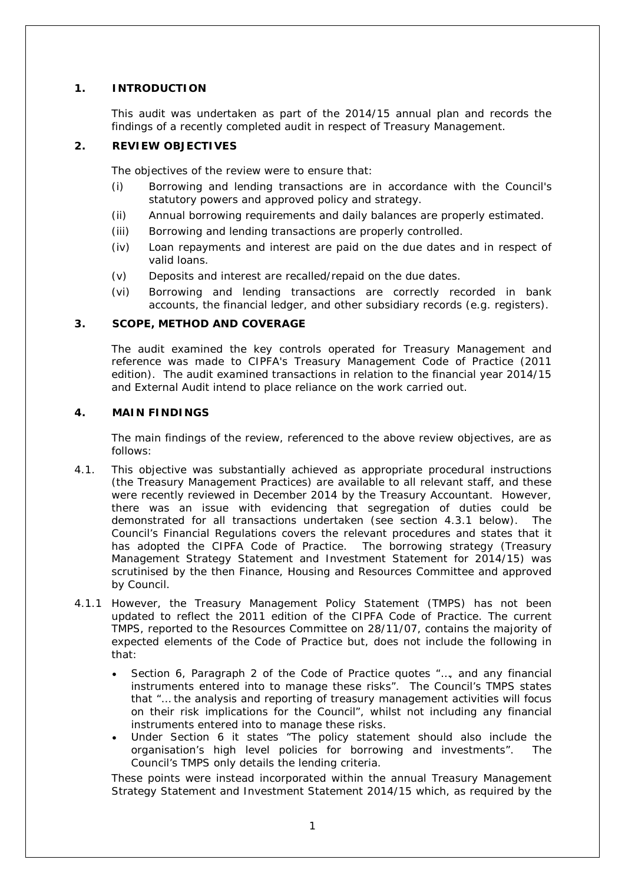## 1. INTRODUCTION

This audit was undertaken as part of the 2014/15 annual plan and records the findings of a recently completed audit in respect of Treasury Management.

## 2. REVIEW OBJECTIVES

The objectives of the review were to ensure that:

- (i) Borrowing and lending transactions are in accordance with the Council's statutory powers and approved policy and strategy.
- (ii) Annual borrowing requirements and daily balances are properly estimated.
- (iii) Borrowing and lending transactions are properly controlled.
- (iv) Loan repayments and interest are paid on the due dates and in respect of valid loans.
- (v) Deposits and interest are recalled/repaid on the due dates.
- (vi) Borrowing and lending transactions are correctly recorded in bank accounts, the financial ledger, and other subsidiary records (e.g. registers).

## 3. SCOPE, METHOD AND COVERAGE

The audit examined the key controls operated for Treasury Management and reference was made to CIPFA's Treasury Management Code of Practice (2011 edition). The audit examined transactions in relation to the financial year 2014/15 and External Audit intend to place reliance on the work carried out.

## 4. MAIN FINDINGS

The main findings of the review, referenced to the above review objectives, are as follows:

4.1. This objective was substantially achieved as appropriate procedural instructions (the Treasury Management Practices) are available to all relevant staff, and these were recently reviewed in December 2014 by the Treasury Accountant. However, there was an issue with evidencing that segregation of duties could be demonstrated for all transactions undertaken (see section 4.3.1 below). The Council's Financial Regulations covers the relevant procedures and states that it has adopted the CIPFA Code of Practice. The borrowing strategy (Treasury Management Strategy Statement and Investment Statement for 2014/15) was scrutinised by the then Finance, Housing and Resources Committee and approved by Council.

4.1.1 However, the Treasury Management Policy Statement (TMPS) has not been updated to reflect the 2011 edition of the CIPFA Code of Practice. The current TMPS, reported to the Resources Committee on 28/11/07, contains the majority of expected elements of the Code of Practice but, does not include the following in that:

- Section 6, Paragraph 2 of the Code of Practice quotes "…, and any financial instruments entered into to manage these risks". The Council's TMPS states that "… the analysis and reporting of treasury management activities will focus on their risk implications for the Council", whilst not including any financial instruments entered into to manage these risks.
- Under Section 6 it states "The policy statement should also include the organisation's high level policies for borrowing and investments". The Council's TMPS only details the lending criteria.

These points were instead incorporated within the annual Treasury Management Strategy Statement and Investment Statement 2014/15 which, as required by the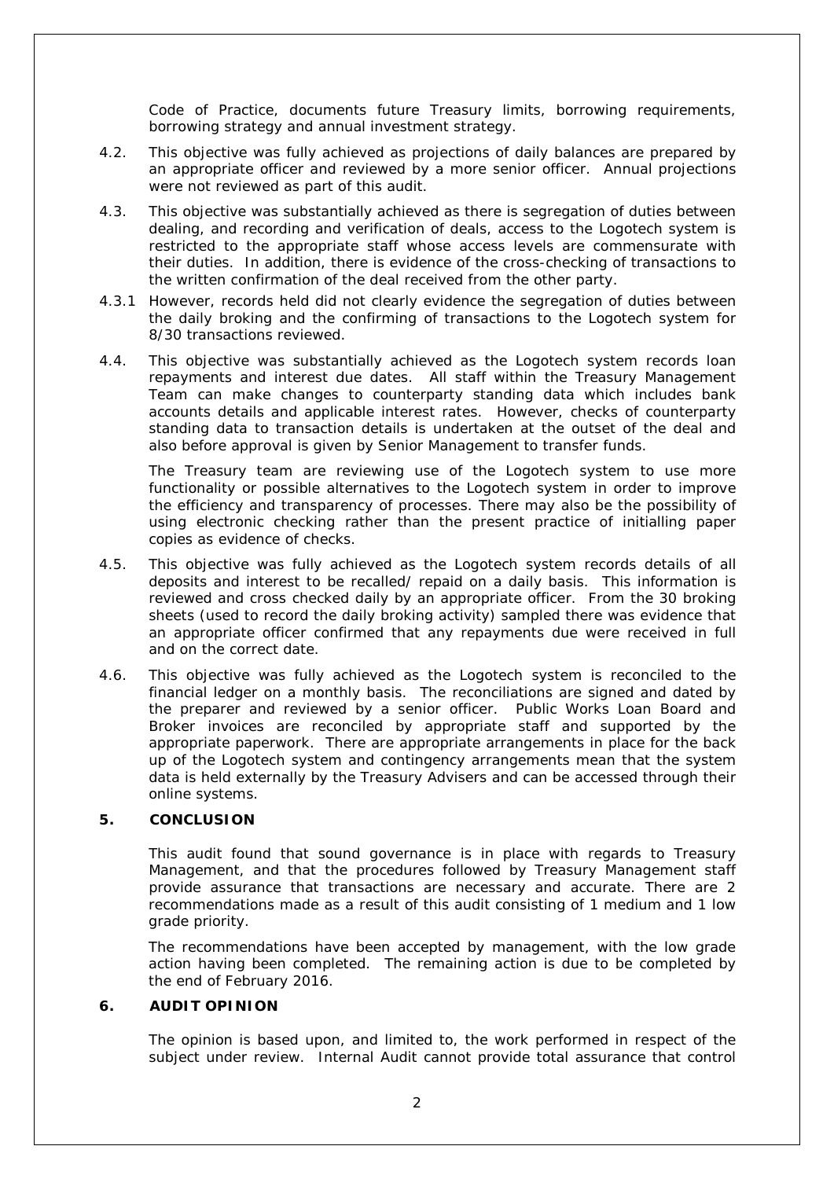Code of Practice, documents future Treasury limits, borrowing requirements, borrowing strategy and annual investment strategy.

4.2. This objective was fully achieved as projections of daily balances are prepared by an appropriate officer and reviewed by a more senior officer. Annual projections were not reviewed as part of this audit.

4.3. This objective was substantially achieved as there is segregation of duties between dealing, and recording and verification of deals, access to the Logotech system is restricted to the appropriate staff whose access levels are commensurate with their duties. In addition, there is evidence of the cross-checking of transactions to the written confirmation of the deal received from the other party.

4.3.1 However, records held did not clearly evidence the segregation of duties between the daily broking and the confirming of transactions to the Logotech system for 8/30 transactions reviewed.

4.4. This objective was substantially achieved as the Logotech system records loan repayments and interest due dates. All staff within the Treasury Management Team can make changes to counterparty standing data which includes bank accounts details and applicable interest rates. However, checks of counterparty standing data to transaction details is undertaken at the outset of the deal and also before approval is given by Senior Management to transfer funds.

The Treasury team are reviewing use of the Logotech system to use more functionality or possible alternatives to the Logotech system in order to improve the efficiency and transparency of processes. There may also be the possibility of using electronic checking rather than the present practice of initialling paper copies as evidence of checks.

4.5. This objective was fully achieved as the Logotech system records details of all deposits and interest to be recalled/ repaid on a daily basis. This information is reviewed and cross checked daily by an appropriate officer. From the 30 broking sheets (used to record the daily broking activity) sampled there was evidence that an appropriate officer confirmed that any repayments due were received in full and on the correct date.

4.6. This objective was fully achieved as the Logotech system is reconciled to the financial ledger on a monthly basis. The reconciliations are signed and dated by the preparer and reviewed by a senior officer. Public Works Loan Board and Broker invoices are reconciled by appropriate staff and supported by the appropriate paperwork. There are appropriate arrangements in place for the back up of the Logotech system and contingency arrangements mean that the system data is held externally by the Treasury Advisers and can be accessed through their online systems.

## 5. CONCLUSION

This audit found that sound governance is in place with regards to Treasury Management, and that the procedures followed by Treasury Management staff provide assurance that transactions are necessary and accurate. There are 2 recommendations made as a result of this audit consisting of 1 medium and 1 low grade priority.

The recommendations have been accepted by management, with the low grade action having been completed. The remaining action is due to be completed by the end of February 2016.

## 6. AUDIT OPINION

The opinion is based upon, and limited to, the work performed in respect of the subject under review. Internal Audit cannot provide total assurance that control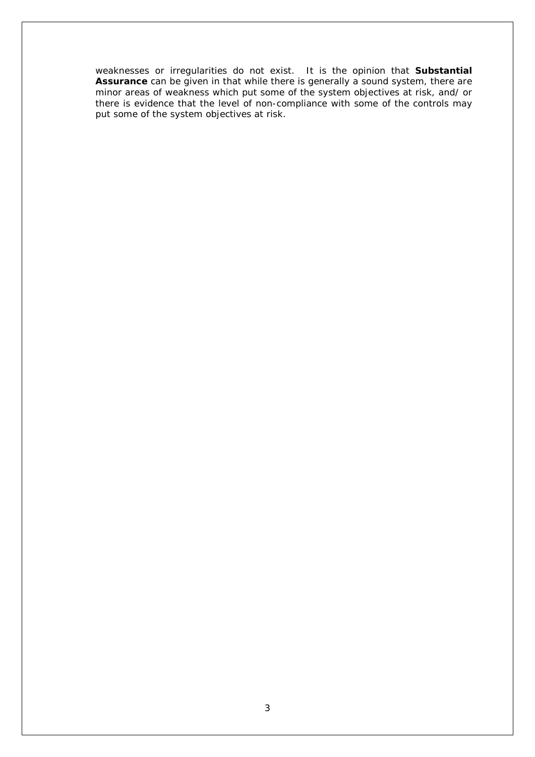weaknesses or irregularities do not exist. It is the opinion that **Substantial Assurance** can be given in that while there is generally a sound system, there are minor areas of weakness which put some of the system objectives at risk, and/or there is evidence that the level of non-compliance with some of the controls may put some of the system objectives at risk.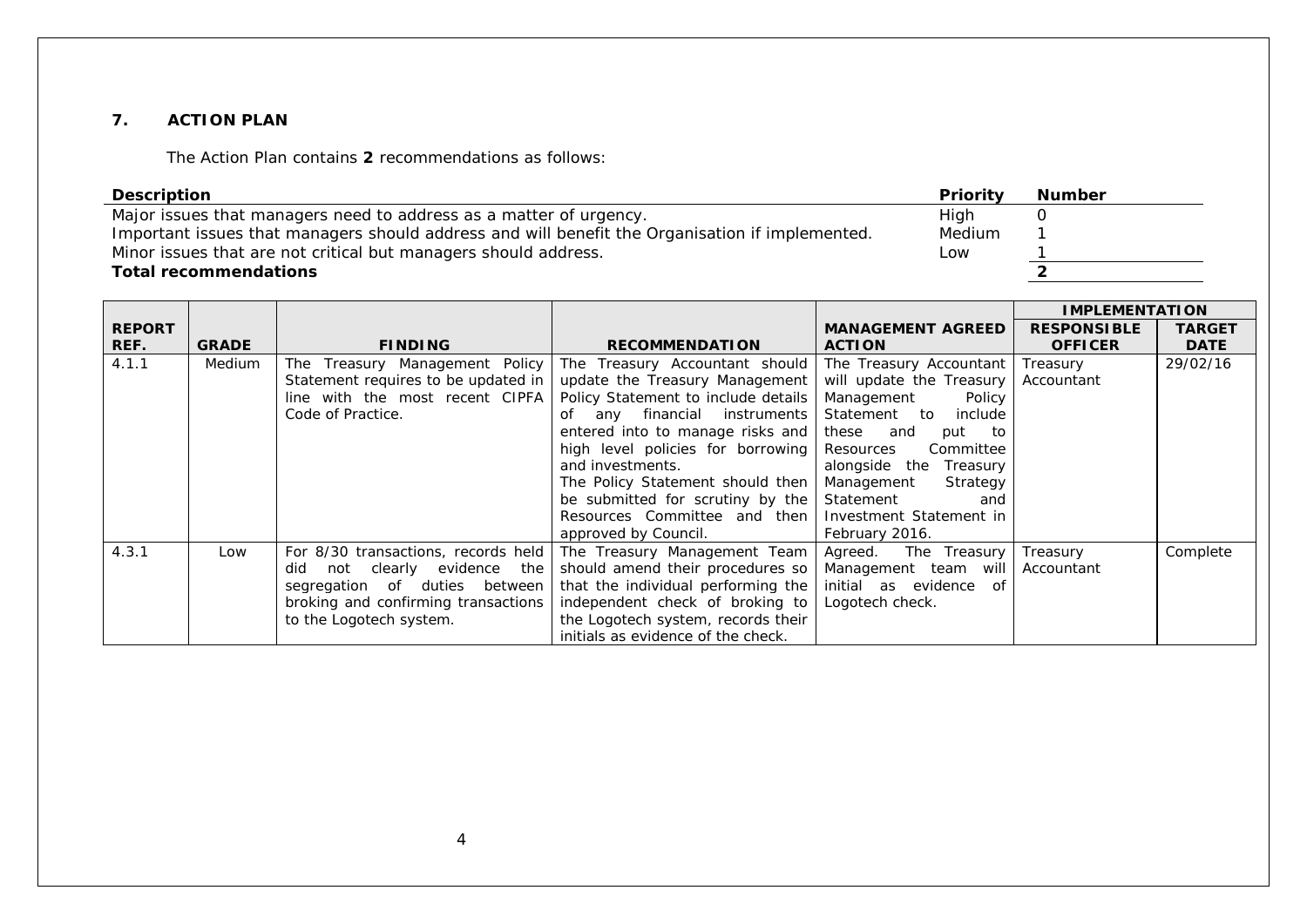## 7. ACTION PLAN

The Action Plan contains **2** recommendations as follows:

| Description | Priority | Number |
|---|---|---|
| Major issues that managers need to address as a matter of urgency. | High | 0 |
| Important issues that managers should address and will benefit the Organisation if implemented. | Medium | 1 |
| Minor issues that are not critical but managers should address. | Low | 1 |
| **Total recommendations** | | **2** |

| REPORT REF. | GRADE | FINDING | RECOMMENDATION | MANAGEMENT AGREED ACTION | IMPLEMENTATION | |
|---|---|---|---|---|---|---|
| | | | | | **RESPONSIBLE OFFICER** | **TARGET DATE** |
| 4.1.1 | Medium | The Treasury Management Policy Statement requires to be updated in line with the most recent CIPFA Code of Practice. | The Treasury Accountant should update the Treasury Management Policy Statement to include details of any financial instruments entered into to manage risks and high level policies for borrowing and investments. The Policy Statement should then be submitted for scrutiny by the Resources Committee and then approved by Council. | The Treasury Accountant will update the Treasury Management Policy Statement to include these and put to Resources Committee alongside the Treasury Management Strategy Statement and Investment Statement in February 2016. | Treasury Accountant | 29/02/16 |
| 4.3.1 | Low | For 8/30 transactions, records held did not clearly evidence the segregation of duties between broking and confirming transactions to the Logotech system. | The Treasury Management Team should amend their procedures so that the individual performing the independent check of broking to the Logotech system, records their initials as evidence of the check. | Agreed. The Treasury Management team will initial as evidence of Logotech check. | Treasury Accountant | Complete |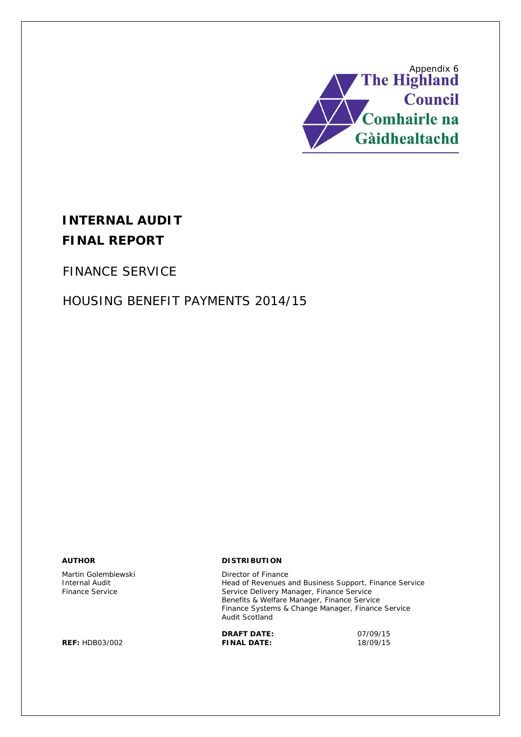Appendix 6

The Highland Council
Comhairle na Gàidhealtachd

# INTERNAL AUDIT FINAL REPORT

## FINANCE SERVICE

## HOUSING BENEFIT PAYMENTS 2014/15

**AUTHOR**

Martin Golembiewski
Internal Audit
Finance Service

**REF:** HDB03/002

**DISTRIBUTION**

Director of Finance
Head of Revenues and Business Support, Finance Service
Service Delivery Manager, Finance Service
Benefits & Welfare Manager, Finance Service
Finance Systems & Change Manager, Finance Service
Audit Scotland

**DRAFT DATE:** 07/09/15
**FINAL DATE:** 18/09/15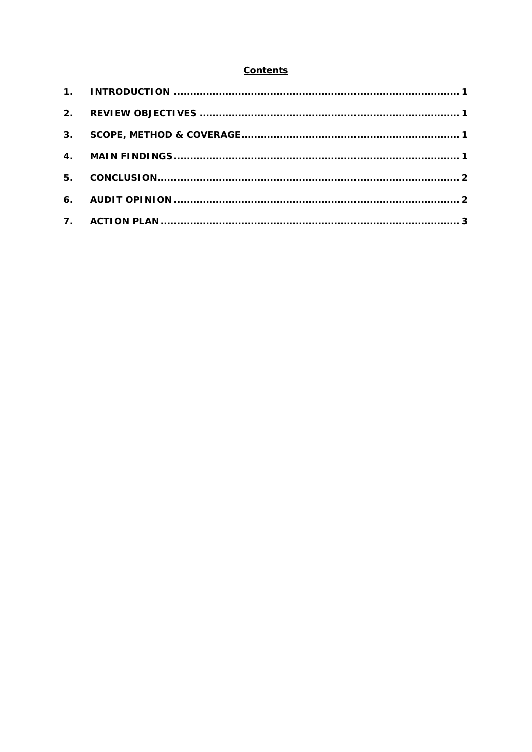## Contents

1. INTRODUCTION ........................................................................................ 1
2. REVIEW OBJECTIVES ................................................................................ 1
3. SCOPE, METHOD & COVERAGE.................................................................. 1
4. MAIN FINDINGS........................................................................................ 1
5. CONCLUSION............................................................................................ 2
6. AUDIT OPINION........................................................................................ 2
7. ACTION PLAN............................................................................................ 3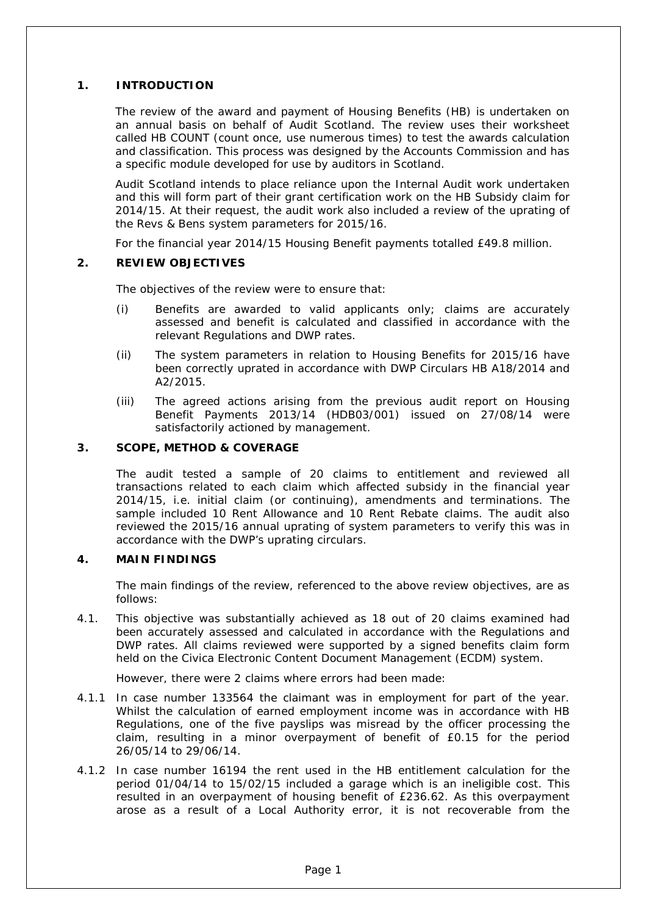## 1. INTRODUCTION

The review of the award and payment of Housing Benefits (HB) is undertaken on an annual basis on behalf of Audit Scotland. The review uses their worksheet called HB COUNT (count once, use numerous times) to test the awards calculation and classification. This process was designed by the Accounts Commission and has a specific module developed for use by auditors in Scotland.

Audit Scotland intends to place reliance upon the Internal Audit work undertaken and this will form part of their grant certification work on the HB Subsidy claim for 2014/15. At their request, the audit work also included a review of the uprating of the Revs & Bens system parameters for 2015/16.

For the financial year 2014/15 Housing Benefit payments totalled £49.8 million.

## 2. REVIEW OBJECTIVES

The objectives of the review were to ensure that:

(i) Benefits are awarded to valid applicants only; claims are accurately assessed and benefit is calculated and classified in accordance with the relevant Regulations and DWP rates.

(ii) The system parameters in relation to Housing Benefits for 2015/16 have been correctly uprated in accordance with DWP Circulars HB A18/2014 and A2/2015.

(iii) The agreed actions arising from the previous audit report on Housing Benefit Payments 2013/14 (HDB03/001) issued on 27/08/14 were satisfactorily actioned by management.

## 3. SCOPE, METHOD & COVERAGE

The audit tested a sample of 20 claims to entitlement and reviewed all transactions related to each claim which affected subsidy in the financial year 2014/15, i.e. initial claim (or continuing), amendments and terminations. The sample included 10 Rent Allowance and 10 Rent Rebate claims. The audit also reviewed the 2015/16 annual uprating of system parameters to verify this was in accordance with the DWP's uprating circulars.

## 4. MAIN FINDINGS

The main findings of the review, referenced to the above review objectives, are as follows:

4.1. This objective was substantially achieved as 18 out of 20 claims examined had been accurately assessed and calculated in accordance with the Regulations and DWP rates. All claims reviewed were supported by a signed benefits claim form held on the Civica Electronic Content Document Management (ECDM) system.

However, there were 2 claims where errors had been made:

4.1.1 In case number 133564 the claimant was in employment for part of the year. Whilst the calculation of earned employment income was in accordance with HB Regulations, one of the five payslips was misread by the officer processing the claim, resulting in a minor overpayment of benefit of £0.15 for the period 26/05/14 to 29/06/14.

4.1.2 In case number 16194 the rent used in the HB entitlement calculation for the period 01/04/14 to 15/02/15 included a garage which is an ineligible cost. This resulted in an overpayment of housing benefit of £236.62. As this overpayment arose as a result of a Local Authority error, it is not recoverable from the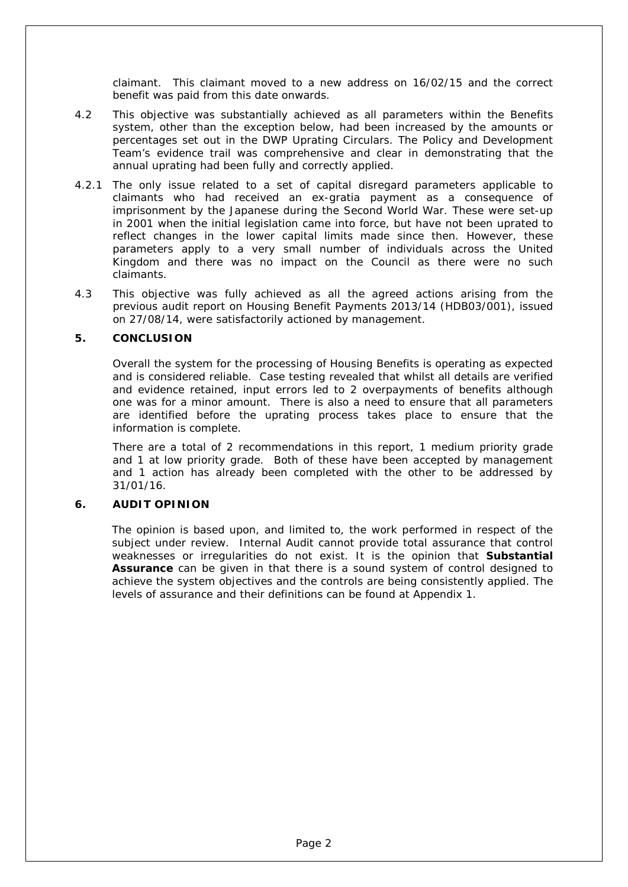claimant. This claimant moved to a new address on 16/02/15 and the correct benefit was paid from this date onwards.

4.2 This objective was substantially achieved as all parameters within the Benefits system, other than the exception below, had been increased by the amounts or percentages set out in the DWP Uprating Circulars. The Policy and Development Team's evidence trail was comprehensive and clear in demonstrating that the annual uprating had been fully and correctly applied.

4.2.1 The only issue related to a set of capital disregard parameters applicable to claimants who had received an ex-gratia payment as a consequence of imprisonment by the Japanese during the Second World War. These were set-up in 2001 when the initial legislation came into force, but have not been uprated to reflect changes in the lower capital limits made since then. However, these parameters apply to a very small number of individuals across the United Kingdom and there was no impact on the Council as there were no such claimants.

4.3 This objective was fully achieved as all the agreed actions arising from the previous audit report on Housing Benefit Payments 2013/14 (HDB03/001), issued on 27/08/14, were satisfactorily actioned by management.

## 5. CONCLUSION

Overall the system for the processing of Housing Benefits is operating as expected and is considered reliable. Case testing revealed that whilst all details are verified and evidence retained, input errors led to 2 overpayments of benefits although one was for a minor amount. There is also a need to ensure that all parameters are identified before the uprating process takes place to ensure that the information is complete.

There are a total of 2 recommendations in this report, 1 medium priority grade and 1 at low priority grade. Both of these have been accepted by management and 1 action has already been completed with the other to be addressed by 31/01/16.

## 6. AUDIT OPINION

The opinion is based upon, and limited to, the work performed in respect of the subject under review. Internal Audit cannot provide total assurance that control weaknesses or irregularities do not exist. It is the opinion that **Substantial Assurance** can be given in that there is a sound system of control designed to achieve the system objectives and the controls are being consistently applied. The levels of assurance and their definitions can be found at Appendix 1.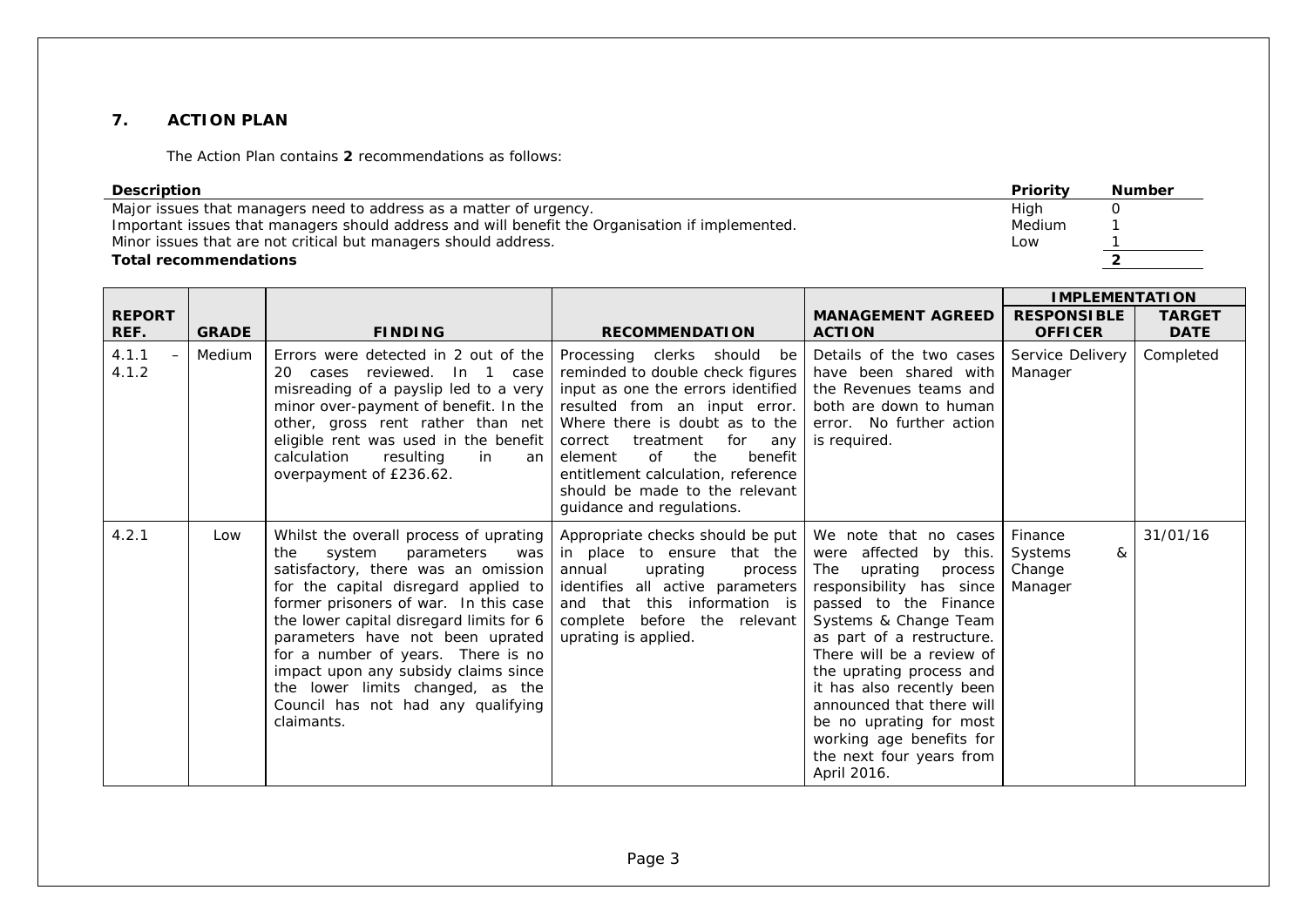## 7. ACTION PLAN

The Action Plan contains **2** recommendations as follows:

| Description | Priority | Number |
|---|---|---|
| Major issues that managers need to address as a matter of urgency. | High | 0 |
| Important issues that managers should address and will benefit the Organisation if implemented. | Medium | 1 |
| Minor issues that are not critical but managers should address. | Low | 1 |
| **Total recommendations** | | **2** |

| REPORT REF. | GRADE | FINDING | RECOMMENDATION | MANAGEMENT AGREED ACTION | IMPLEMENTATION | |
|---|---|---|---|---|---|---|
| | | | | | RESPONSIBLE OFFICER | TARGET DATE |
| 4.1.1 – 4.1.2 | Medium | Errors were detected in 2 out of the 20 cases reviewed. In 1 case misreading of a payslip led to a very minor over-payment of benefit. In the other, gross rent rather than net eligible rent was used in the benefit calculation resulting in an overpayment of £236.62. | Processing clerks should be reminded to double check figures input as one the errors identified resulted from an input error. Where there is doubt as to the correct treatment for any element of the benefit entitlement calculation, reference should be made to the relevant guidance and regulations. | Details of the two cases have been shared with the Revenues teams and both are down to human error. No further action is required. | Service Delivery Manager | Completed |
| 4.2.1 | Low | Whilst the overall process of uprating the system parameters was satisfactory, there was an omission for the capital disregard applied to former prisoners of war. In this case the lower capital disregard limits for 6 parameters have not been uprated for a number of years. There is no impact upon any subsidy claims since the lower limits changed, as the Council has not had any qualifying claimants. | Appropriate checks should be put in place to ensure that the annual uprating process identifies all active parameters and that this information is complete before the relevant uprating is applied. | We note that no cases were affected by this. The uprating process responsibility has since passed to the Finance Systems & Change Team as part of a restructure. There will be a review of the uprating process and it has also recently been announced that there will be no uprating for most working age benefits for the next four years from April 2016. | Finance Systems & Change Manager | 31/01/16 |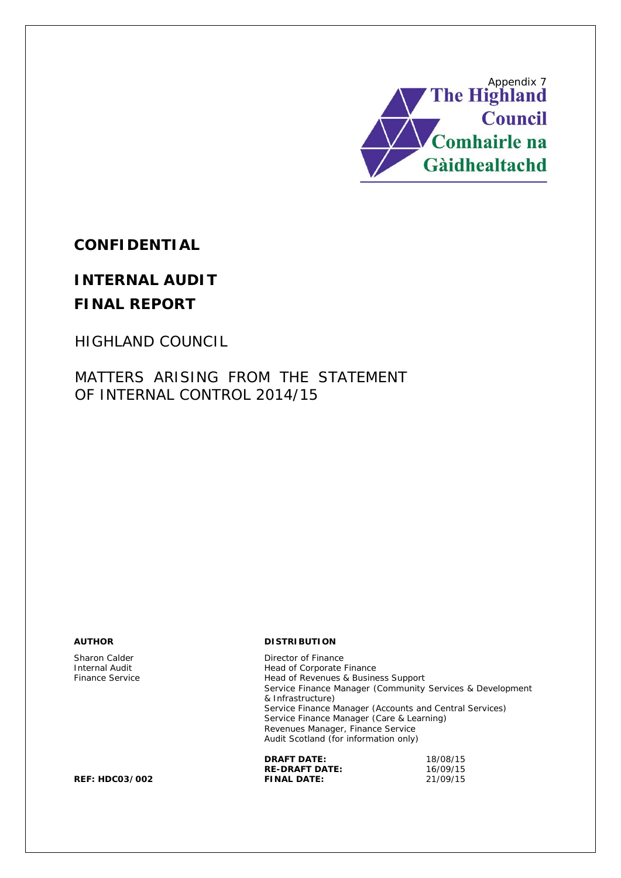Appendix 7

The Highland Council

Comhairle na Gàidhealtachd

# CONFIDENTIAL

# INTERNAL AUDIT

# FINAL REPORT

HIGHLAND COUNCIL

MATTERS ARISING FROM THE STATEMENT OF INTERNAL CONTROL 2014/15

**AUTHOR**

Sharon Calder
Internal Audit
Finance Service

**DISTRIBUTION**

Director of Finance
Head of Corporate Finance
Head of Revenues & Business Support
Service Finance Manager (Community Services & Development & Infrastructure)
Service Finance Manager (Accounts and Central Services)
Service Finance Manager (Care & Learning)
Revenues Manager, Finance Service
Audit Scotland (for information only)

| | |
|---|---|
| **DRAFT DATE:** | 18/08/15 |
| **RE-DRAFT DATE:** | 16/09/15 |
| **FINAL DATE:** | 21/09/15 |

**REF: HDC03/002**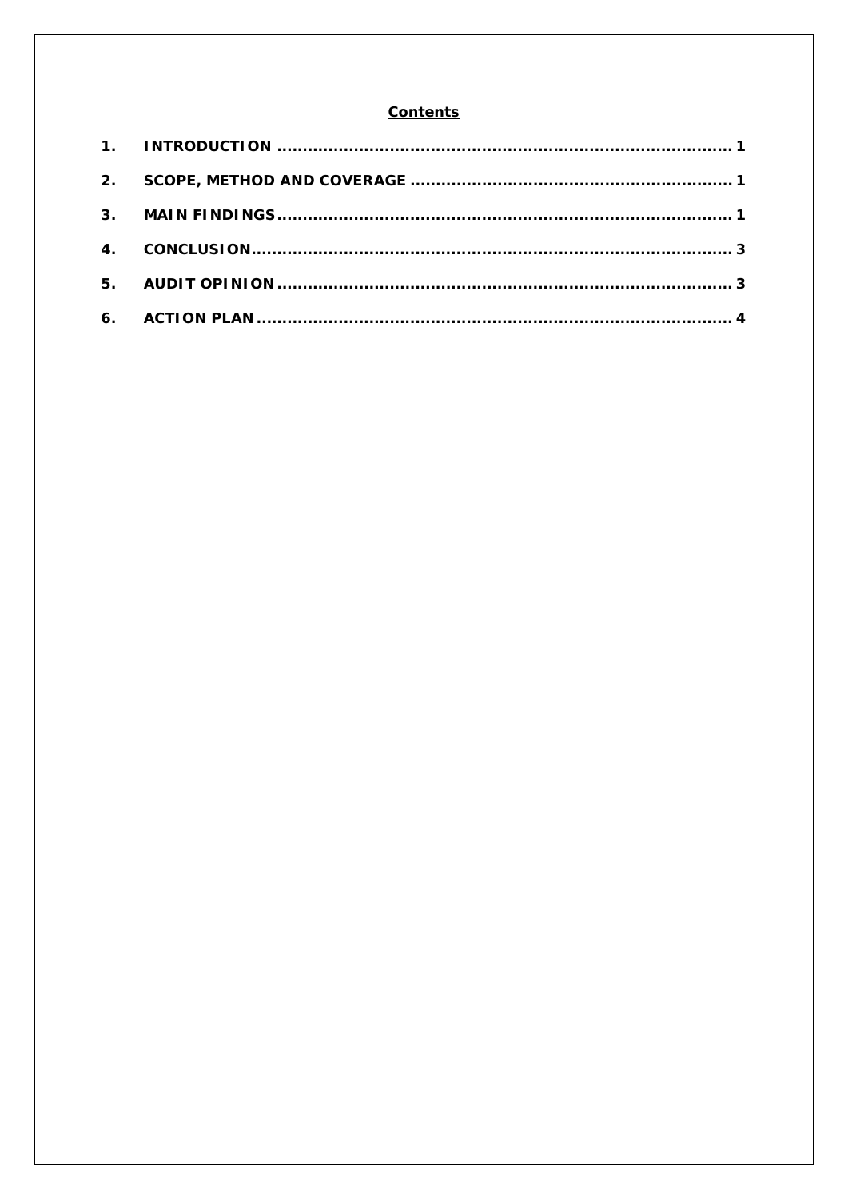**Contents**

1. INTRODUCTION ........................................................................................ 1
2. SCOPE, METHOD AND COVERAGE ............................................................ 1
3. MAIN FINDINGS ........................................................................................ 1
4. CONCLUSION ............................................................................................ 3
5. AUDIT OPINION ........................................................................................ 3
6. ACTION PLAN ........................................................................................... 4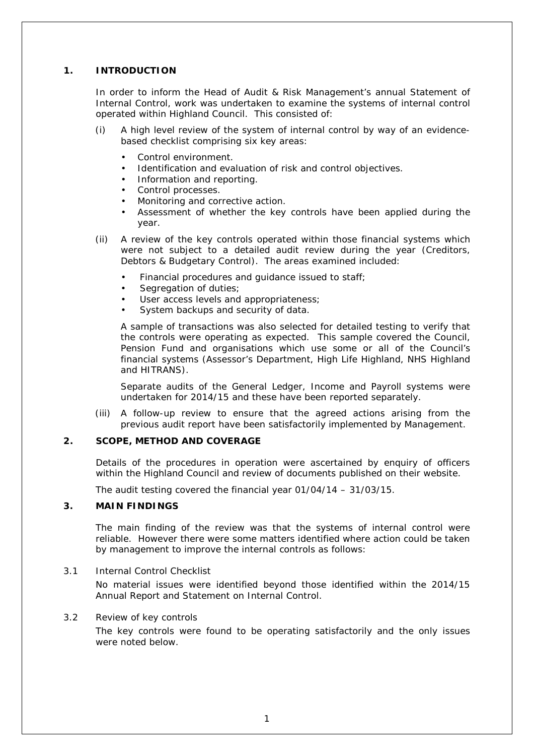## 1. INTRODUCTION

In order to inform the Head of Audit & Risk Management's annual Statement of Internal Control, work was undertaken to examine the systems of internal control operated within Highland Council. This consisted of:

(i) A high level review of the system of internal control by way of an evidence-based checklist comprising six key areas:

- Control environment.
- Identification and evaluation of risk and control objectives.
- Information and reporting.
- Control processes.
- Monitoring and corrective action.
- Assessment of whether the key controls have been applied during the year.

(ii) A review of the key controls operated within those financial systems which were not subject to a detailed audit review during the year (Creditors, Debtors & Budgetary Control). The areas examined included:

- Financial procedures and guidance issued to staff;
- Segregation of duties;
- User access levels and appropriateness;
- System backups and security of data.

A sample of transactions was also selected for detailed testing to verify that the controls were operating as expected. This sample covered the Council, Pension Fund and organisations which use some or all of the Council's financial systems (Assessor's Department, High Life Highland, NHS Highland and HITRANS).

Separate audits of the General Ledger, Income and Payroll systems were undertaken for 2014/15 and these have been reported separately.

(iii) A follow-up review to ensure that the agreed actions arising from the previous audit report have been satisfactorily implemented by Management.

## 2. SCOPE, METHOD AND COVERAGE

Details of the procedures in operation were ascertained by enquiry of officers within the Highland Council and review of documents published on their website.

The audit testing covered the financial year 01/04/14 – 31/03/15.

## 3. MAIN FINDINGS

The main finding of the review was that the systems of internal control were reliable. However there were some matters identified where action could be taken by management to improve the internal controls as follows:

3.1 Internal Control Checklist

No material issues were identified beyond those identified within the 2014/15 Annual Report and Statement on Internal Control.

3.2 Review of key controls

The key controls were found to be operating satisfactorily and the only issues were noted below.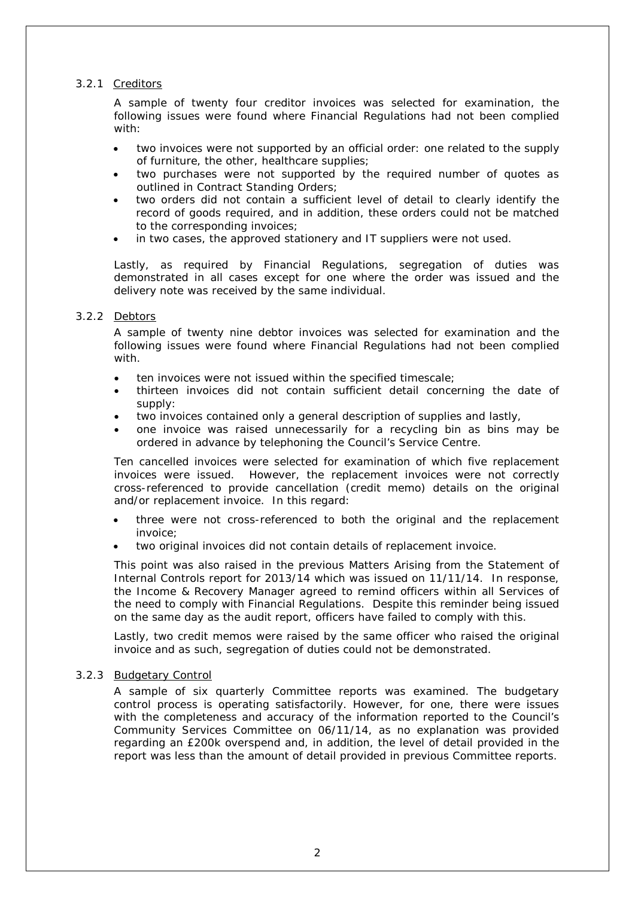### 3.2.1 Creditors

A sample of twenty four creditor invoices was selected for examination, the following issues were found where Financial Regulations had not been complied with:

- two invoices were not supported by an official order: one related to the supply of furniture, the other, healthcare supplies;
- two purchases were not supported by the required number of quotes as outlined in Contract Standing Orders;
- two orders did not contain a sufficient level of detail to clearly identify the record of goods required, and in addition, these orders could not be matched to the corresponding invoices;
- in two cases, the approved stationery and IT suppliers were not used.

Lastly, as required by Financial Regulations, segregation of duties was demonstrated in all cases except for one where the order was issued and the delivery note was received by the same individual.

### 3.2.2 Debtors

A sample of twenty nine debtor invoices was selected for examination and the following issues were found where Financial Regulations had not been complied with.

- ten invoices were not issued within the specified timescale;
- thirteen invoices did not contain sufficient detail concerning the date of supply:
- two invoices contained only a general description of supplies and lastly,
- one invoice was raised unnecessarily for a recycling bin as bins may be ordered in advance by telephoning the Council's Service Centre.

Ten cancelled invoices were selected for examination of which five replacement invoices were issued. However, the replacement invoices were not correctly cross-referenced to provide cancellation (credit memo) details on the original and/or replacement invoice. In this regard:

- three were not cross-referenced to both the original and the replacement invoice;
- two original invoices did not contain details of replacement invoice.

This point was also raised in the previous Matters Arising from the Statement of Internal Controls report for 2013/14 which was issued on 11/11/14. In response, the Income & Recovery Manager agreed to remind officers within all Services of the need to comply with Financial Regulations. Despite this reminder being issued on the same day as the audit report, officers have failed to comply with this.

Lastly, two credit memos were raised by the same officer who raised the original invoice and as such, segregation of duties could not be demonstrated.

### 3.2.3 Budgetary Control

A sample of six quarterly Committee reports was examined. The budgetary control process is operating satisfactorily. However, for one, there were issues with the completeness and accuracy of the information reported to the Council's Community Services Committee on 06/11/14, as no explanation was provided regarding an £200k overspend and, in addition, the level of detail provided in the report was less than the amount of detail provided in previous Committee reports.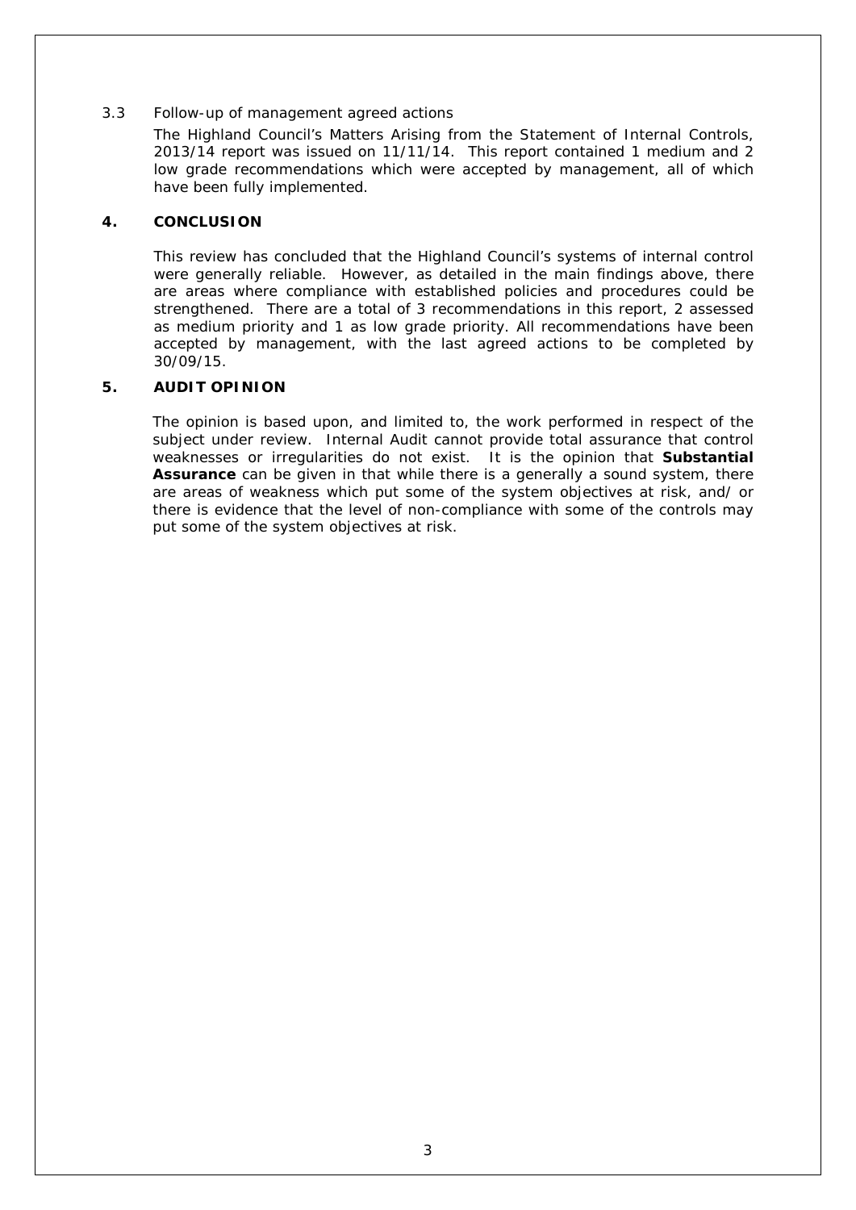3.3 Follow-up of management agreed actions

The Highland Council's Matters Arising from the Statement of Internal Controls, 2013/14 report was issued on 11/11/14. This report contained 1 medium and 2 low grade recommendations which were accepted by management, all of which have been fully implemented.

## 4. CONCLUSION

This review has concluded that the Highland Council's systems of internal control were generally reliable. However, as detailed in the main findings above, there are areas where compliance with established policies and procedures could be strengthened. There are a total of 3 recommendations in this report, 2 assessed as medium priority and 1 as low grade priority. All recommendations have been accepted by management, with the last agreed actions to be completed by 30/09/15.

## 5. AUDIT OPINION

The opinion is based upon, and limited to, the work performed in respect of the subject under review. Internal Audit cannot provide total assurance that control weaknesses or irregularities do not exist. It is the opinion that **Substantial Assurance** can be given in that while there is a generally a sound system, there are areas of weakness which put some of the system objectives at risk, and/ or there is evidence that the level of non-compliance with some of the controls may put some of the system objectives at risk.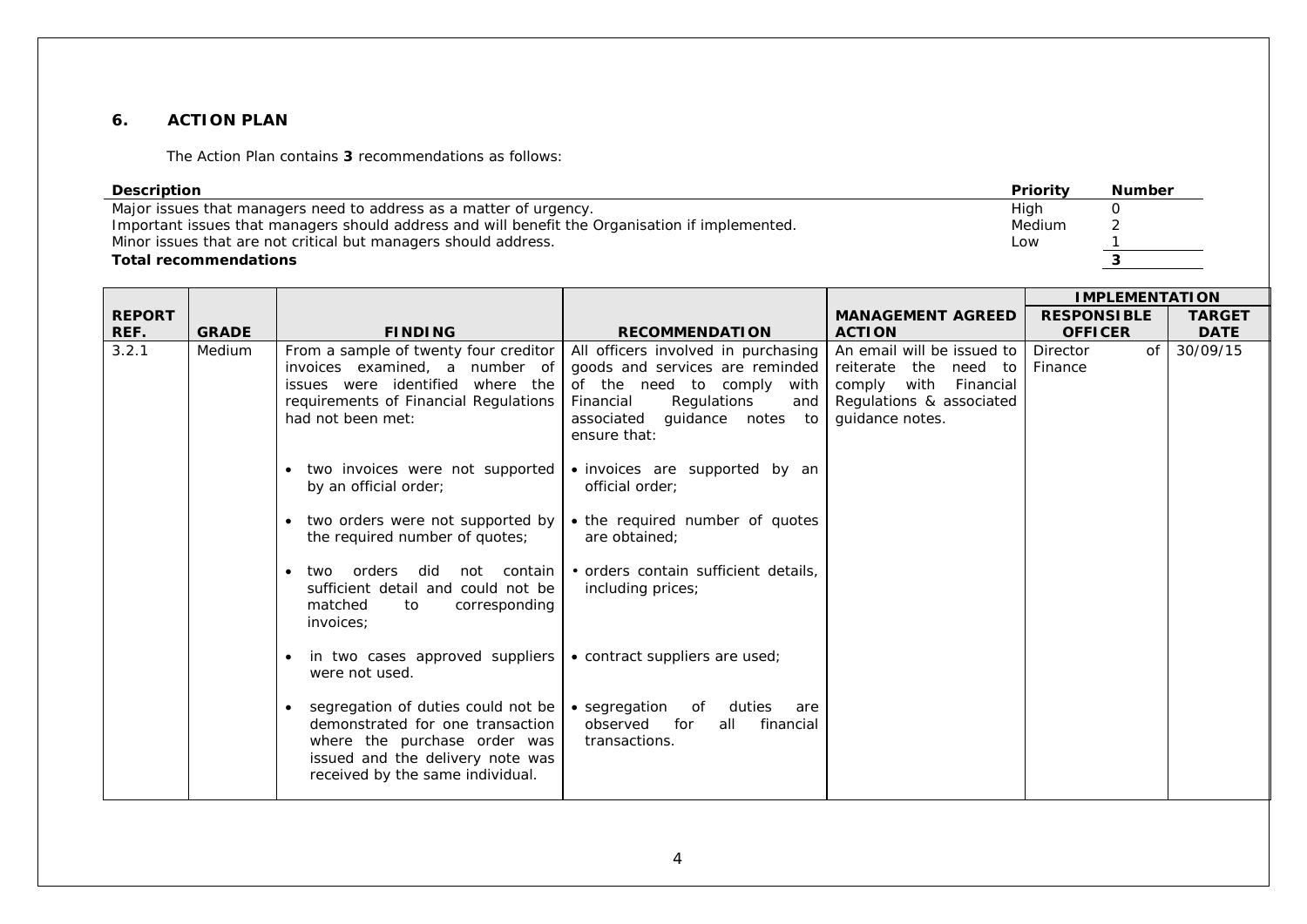## 6. ACTION PLAN

The Action Plan contains **3** recommendations as follows:

| Description | Priority | Number |
|---|---|---|
| Major issues that managers need to address as a matter of urgency. | High | 0 |
| Important issues that managers should address and will benefit the Organisation if implemented. | Medium | 2 |
| Minor issues that are not critical but managers should address. | Low | 1 |
| **Total recommendations** | | **3** |

| REPORT REF. | GRADE | FINDING | RECOMMENDATION | MANAGEMENT AGREED ACTION | IMPLEMENTATION | |
|---|---|---|---|---|---|---|
| | | | | | RESPONSIBLE OFFICER | TARGET DATE |
| 3.2.1 | Medium | From a sample of twenty four creditor invoices examined, a number of issues were identified where the requirements of Financial Regulations had not been met:<br><br>• two invoices were not supported by an official order;<br><br>• two orders were not supported by the required number of quotes;<br><br>• two orders did not contain sufficient detail and could not be matched to corresponding invoices;<br><br>• in two cases approved suppliers were not used.<br><br>• segregation of duties could not be demonstrated for one transaction where the purchase order was issued and the delivery note was received by the same individual. | All officers involved in purchasing goods and services are reminded of the need to comply with Financial Regulations and associated guidance notes to ensure that:<br><br>• invoices are supported by an official order;<br><br>• the required number of quotes are obtained;<br><br>• orders contain sufficient details, including prices;<br><br>• contract suppliers are used;<br><br>• segregation of duties are observed for all financial transactions. | An email will be issued to reiterate the need to comply with Financial Regulations & associated guidance notes. | Director of Finance | 30/09/15 |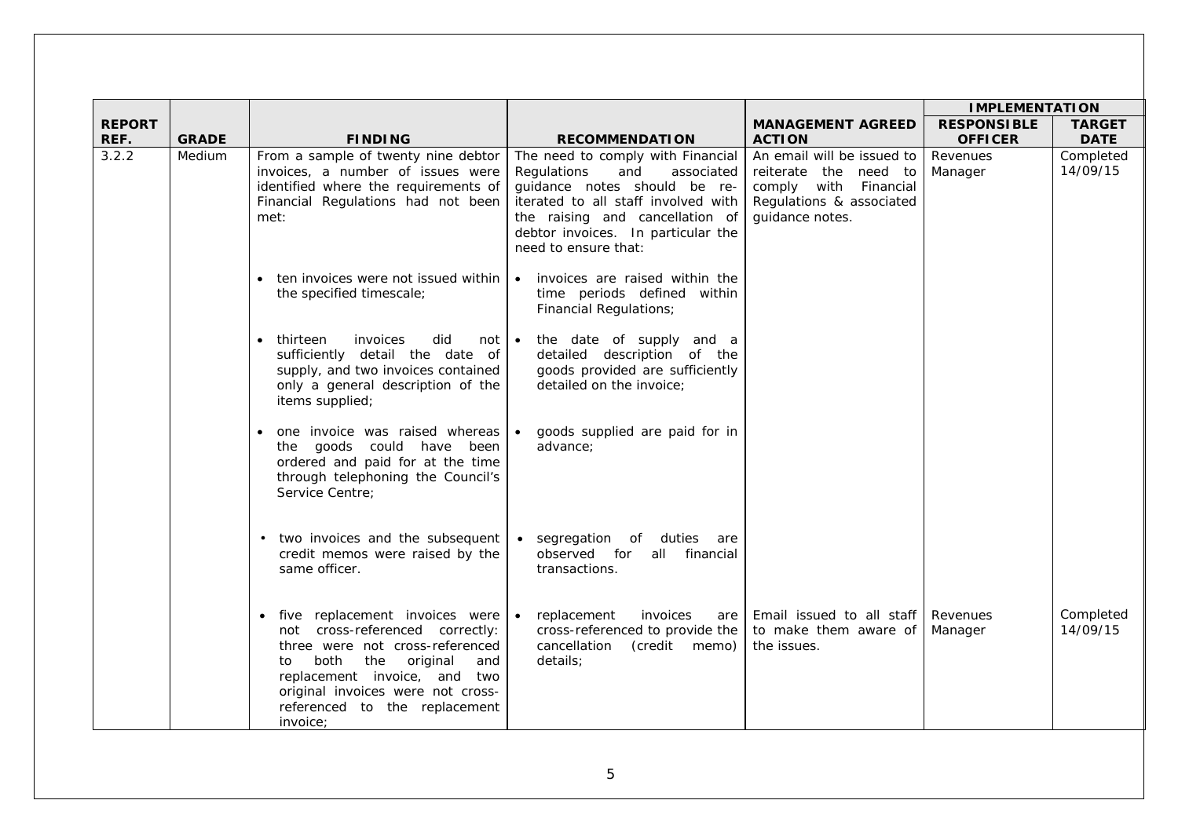| REPORT REF. | GRADE | FINDING | RECOMMENDATION | MANAGEMENT AGREED ACTION | IMPLEMENTATION | |
|---|---|---|---|---|---|---|
| | | | | | RESPONSIBLE OFFICER | TARGET DATE |
| 3.2.2 | Medium | From a sample of twenty nine debtor invoices, a number of issues were identified where the requirements of Financial Regulations had not been met: | The need to comply with Financial Regulations and associated guidance notes should be re-iterated to all staff involved with the raising and cancellation of debtor invoices. In particular the need to ensure that: | An email will be issued to reiterate the need to comply with Financial Regulations & associated guidance notes. | Revenues Manager | Completed 14/09/15 |
| | | • ten invoices were not issued within the specified timescale; | • invoices are raised within the time periods defined within Financial Regulations; | | | |
| | | • thirteen invoices did not sufficiently detail the date of supply, and two invoices contained only a general description of the items supplied; | • the date of supply and a detailed description of the goods provided are sufficiently detailed on the invoice; | | | |
| | | • one invoice was raised whereas the goods could have been ordered and paid for at the time through telephoning the Council's Service Centre; | • goods supplied are paid for in advance; | | | |
| | | • two invoices and the subsequent credit memos were raised by the same officer. | • segregation of duties are observed for all financial transactions. | | | |
| | | • five replacement invoices were not cross-referenced correctly: three were not cross-referenced to both the original and replacement invoice, and two original invoices were not cross-referenced to the replacement invoice; | • replacement invoices are cross-referenced to provide the cancellation (credit memo) details; | Email issued to all staff to make them aware of the issues. | Revenues Manager | Completed 14/09/15 |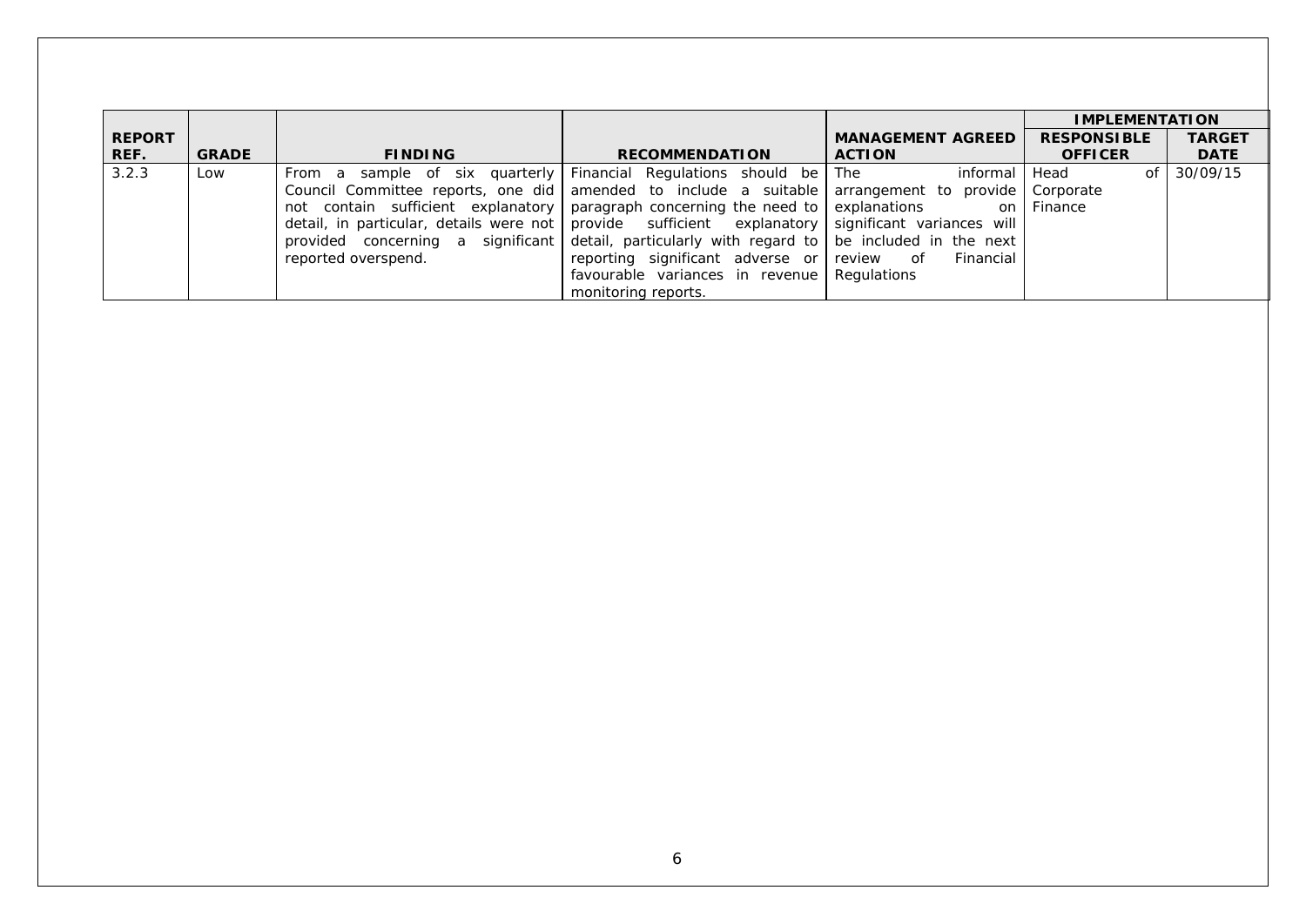| REPORT REF. | GRADE | FINDING | RECOMMENDATION | MANAGEMENT AGREED ACTION | IMPLEMENTATION | |
|---|---|---|---|---|---|---|
| | | | | | RESPONSIBLE OFFICER | TARGET DATE |
| 3.2.3 | Low | From a sample of six quarterly Council Committee reports, one did not contain sufficient explanatory detail, in particular, details were not provided concerning a significant reported overspend. | Financial Regulations should be amended to include a suitable paragraph concerning the need to provide sufficient explanatory detail, particularly with regard to reporting significant adverse or favourable variances in revenue monitoring reports. | The informal arrangement to provide explanations on significant variances will be included in the next review of Financial Regulations | Head of Corporate Finance | 30/09/15 |